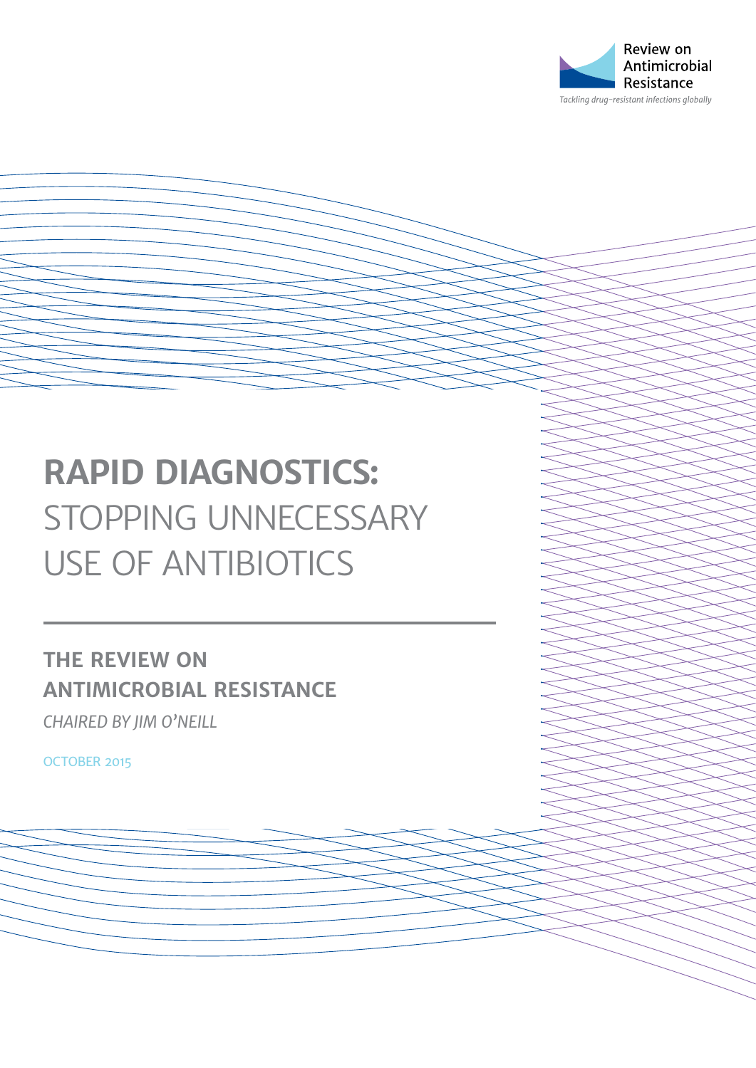Review on Antimicrobial Resistance

*Tackling drug-resistant infections globally*

# RAPID DIAGNOSTICS: STOPPING UNNECESSARY USE OF ANTIBIOTICS

## THE REVIEW ON ANTIMICROBIAL RESISTANCE

*CHAIRED BY JIM O'NEILL*

OCTOBER 2015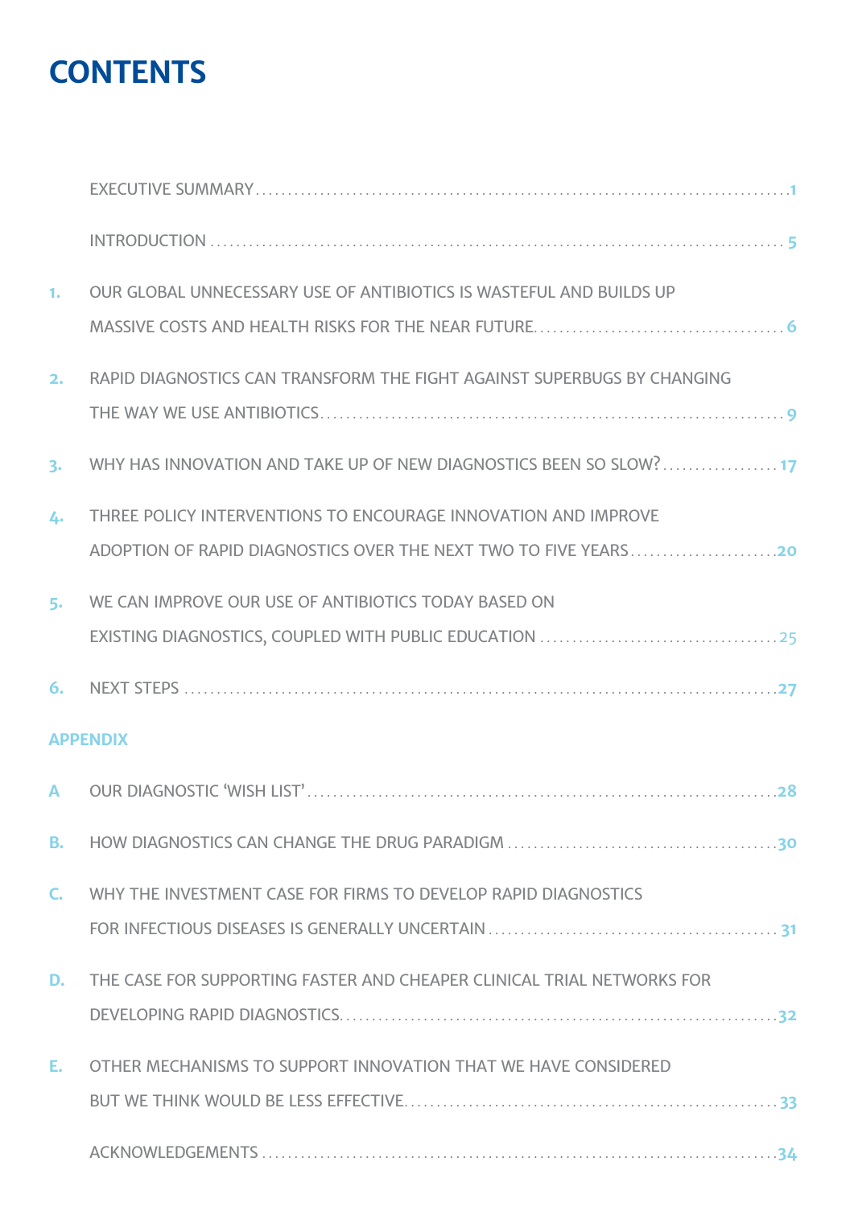# CONTENTS

| | | |
|---|---|---|
| | EXECUTIVE SUMMARY | 1 |
| | INTRODUCTION | 5 |
| 1. | OUR GLOBAL UNNECESSARY USE OF ANTIBIOTICS IS WASTEFUL AND BUILDS UP MASSIVE COSTS AND HEALTH RISKS FOR THE NEAR FUTURE | 6 |
| 2. | RAPID DIAGNOSTICS CAN TRANSFORM THE FIGHT AGAINST SUPERBUGS BY CHANGING THE WAY WE USE ANTIBIOTICS | 9 |
| 3. | WHY HAS INNOVATION AND TAKE UP OF NEW DIAGNOSTICS BEEN SO SLOW? | 17 |
| 4. | THREE POLICY INTERVENTIONS TO ENCOURAGE INNOVATION AND IMPROVE ADOPTION OF RAPID DIAGNOSTICS OVER THE NEXT TWO TO FIVE YEARS | 20 |
| 5. | WE CAN IMPROVE OUR USE OF ANTIBIOTICS TODAY BASED ON EXISTING DIAGNOSTICS, COUPLED WITH PUBLIC EDUCATION | 25 |
| 6. | NEXT STEPS | 27 |

## APPENDIX

| | | |
|---|---|---|
| A | OUR DIAGNOSTIC 'WISH LIST' | 28 |
| B. | HOW DIAGNOSTICS CAN CHANGE THE DRUG PARADIGM | 30 |
| C. | WHY THE INVESTMENT CASE FOR FIRMS TO DEVELOP RAPID DIAGNOSTICS FOR INFECTIOUS DISEASES IS GENERALLY UNCERTAIN | 31 |
| D. | THE CASE FOR SUPPORTING FASTER AND CHEAPER CLINICAL TRIAL NETWORKS FOR DEVELOPING RAPID DIAGNOSTICS | 32 |
| E. | OTHER MECHANISMS TO SUPPORT INNOVATION THAT WE HAVE CONSIDERED BUT WE THINK WOULD BE LESS EFFECTIVE | 33 |
| | ACKNOWLEDGEMENTS | 34 |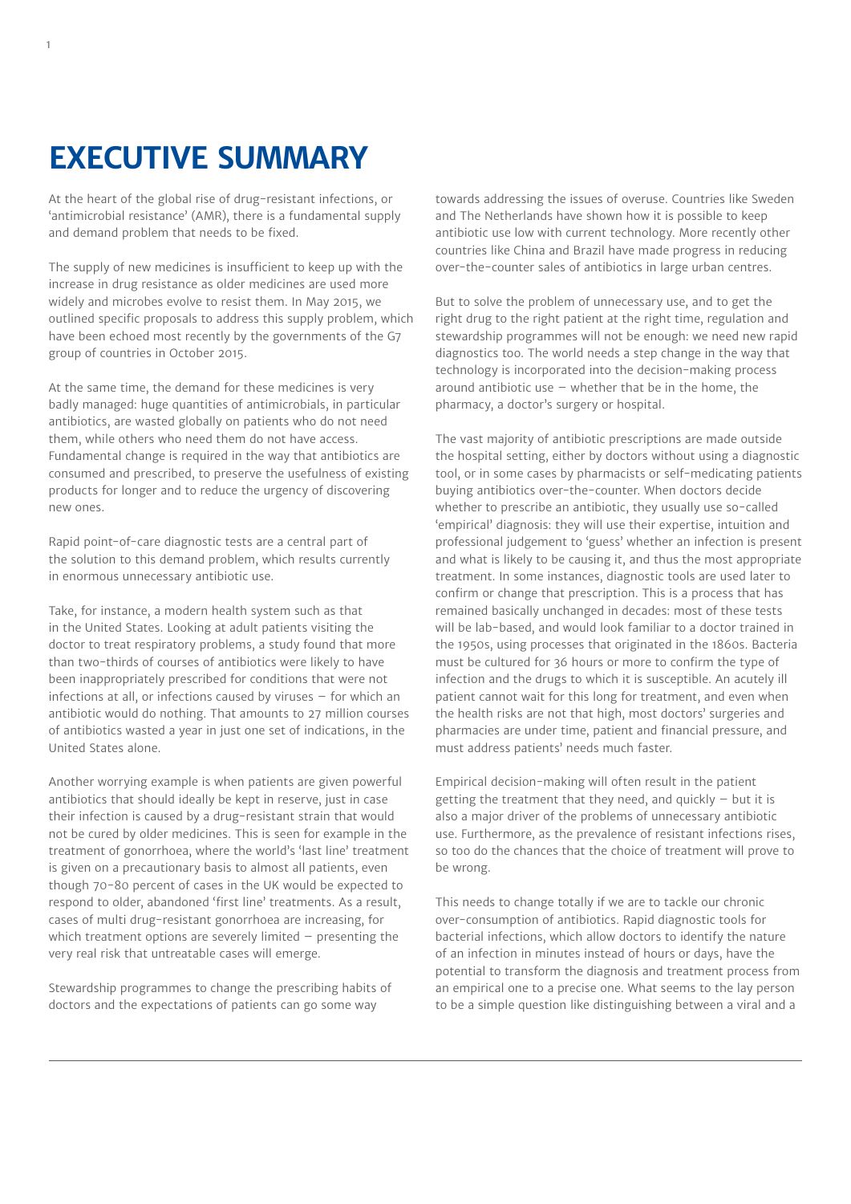# EXECUTIVE SUMMARY

At the heart of the global rise of drug-resistant infections, or 'antimicrobial resistance' (AMR), there is a fundamental supply and demand problem that needs to be fixed.

The supply of new medicines is insufficient to keep up with the increase in drug resistance as older medicines are used more widely and microbes evolve to resist them. In May 2015, we outlined specific proposals to address this supply problem, which have been echoed most recently by the governments of the G7 group of countries in October 2015.

At the same time, the demand for these medicines is very badly managed: huge quantities of antimicrobials, in particular antibiotics, are wasted globally on patients who do not need them, while others who need them do not have access. Fundamental change is required in the way that antibiotics are consumed and prescribed, to preserve the usefulness of existing products for longer and to reduce the urgency of discovering new ones.

Rapid point-of-care diagnostic tests are a central part of the solution to this demand problem, which results currently in enormous unnecessary antibiotic use.

Take, for instance, a modern health system such as that in the United States. Looking at adult patients visiting the doctor to treat respiratory problems, a study found that more than two-thirds of courses of antibiotics were likely to have been inappropriately prescribed for conditions that were not infections at all, or infections caused by viruses – for which an antibiotic would do nothing. That amounts to 27 million courses of antibiotics wasted a year in just one set of indications, in the United States alone.

Another worrying example is when patients are given powerful antibiotics that should ideally be kept in reserve, just in case their infection is caused by a drug-resistant strain that would not be cured by older medicines. This is seen for example in the treatment of gonorrhoea, where the world's 'last line' treatment is given on a precautionary basis to almost all patients, even though 70-80 percent of cases in the UK would be expected to respond to older, abandoned 'first line' treatments. As a result, cases of multi drug-resistant gonorrhoea are increasing, for which treatment options are severely limited – presenting the very real risk that untreatable cases will emerge.

Stewardship programmes to change the prescribing habits of doctors and the expectations of patients can go some way towards addressing the issues of overuse. Countries like Sweden and The Netherlands have shown how it is possible to keep antibiotic use low with current technology. More recently other countries like China and Brazil have made progress in reducing over-the-counter sales of antibiotics in large urban centres.

But to solve the problem of unnecessary use, and to get the right drug to the right patient at the right time, regulation and stewardship programmes will not be enough: we need new rapid diagnostics too. The world needs a step change in the way that technology is incorporated into the decision-making process around antibiotic use – whether that be in the home, the pharmacy, a doctor's surgery or hospital.

The vast majority of antibiotic prescriptions are made outside the hospital setting, either by doctors without using a diagnostic tool, or in some cases by pharmacists or self-medicating patients buying antibiotics over-the-counter. When doctors decide whether to prescribe an antibiotic, they usually use so-called 'empirical' diagnosis: they will use their expertise, intuition and professional judgement to 'guess' whether an infection is present and what is likely to be causing it, and thus the most appropriate treatment. In some instances, diagnostic tools are used later to confirm or change that prescription. This is a process that has remained basically unchanged in decades: most of these tests will be lab-based, and would look familiar to a doctor trained in the 1950s, using processes that originated in the 1860s. Bacteria must be cultured for 36 hours or more to confirm the type of infection and the drugs to which it is susceptible. An acutely ill patient cannot wait for this long for treatment, and even when the health risks are not that high, most doctors' surgeries and pharmacies are under time, patient and financial pressure, and must address patients' needs much faster.

Empirical decision-making will often result in the patient getting the treatment that they need, and quickly – but it is also a major driver of the problems of unnecessary antibiotic use. Furthermore, as the prevalence of resistant infections rises, so too do the chances that the choice of treatment will prove to be wrong.

This needs to change totally if we are to tackle our chronic over-consumption of antibiotics. Rapid diagnostic tools for bacterial infections, which allow doctors to identify the nature of an infection in minutes instead of hours or days, have the potential to transform the diagnosis and treatment process from an empirical one to a precise one. What seems to the lay person to be a simple question like distinguishing between a viral and a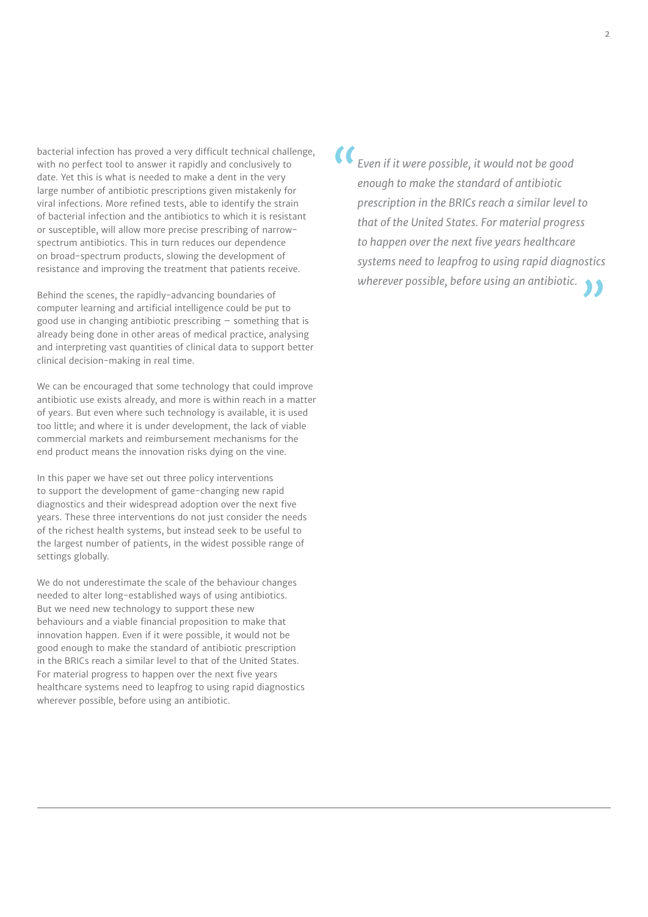bacterial infection has proved a very difficult technical challenge, with no perfect tool to answer it rapidly and conclusively to date. Yet this is what is needed to make a dent in the very large number of antibiotic prescriptions given mistakenly for viral infections. More refined tests, able to identify the strain of bacterial infection and the antibiotics to which it is resistant or susceptible, will allow more precise prescribing of narrow-spectrum antibiotics. This in turn reduces our dependence on broad-spectrum products, slowing the development of resistance and improving the treatment that patients receive.

Behind the scenes, the rapidly-advancing boundaries of computer learning and artificial intelligence could be put to good use in changing antibiotic prescribing – something that is already being done in other areas of medical practice, analysing and interpreting vast quantities of clinical data to support better clinical decision-making in real time.

We can be encouraged that some technology that could improve antibiotic use exists already, and more is within reach in a matter of years. But even where such technology is available, it is used too little; and where it is under development, the lack of viable commercial markets and reimbursement mechanisms for the end product means the innovation risks dying on the vine.

In this paper we have set out three policy interventions to support the development of game-changing new rapid diagnostics and their widespread adoption over the next five years. These three interventions do not just consider the needs of the richest health systems, but instead seek to be useful to the largest number of patients, in the widest possible range of settings globally.

We do not underestimate the scale of the behaviour changes needed to alter long-established ways of using antibiotics. But we need new technology to support these new behaviours and a viable financial proposition to make that innovation happen. Even if it were possible, it would not be good enough to make the standard of antibiotic prescription in the BRICs reach a similar level to that of the United States. For material progress to happen over the next five years healthcare systems need to leapfrog to using rapid diagnostics wherever possible, before using an antibiotic.

> *Even if it were possible, it would not be good enough to make the standard of antibiotic prescription in the BRICs reach a similar level to that of the United States. For material progress to happen over the next five years healthcare systems need to leapfrog to using rapid diagnostics wherever possible, before using an antibiotic.*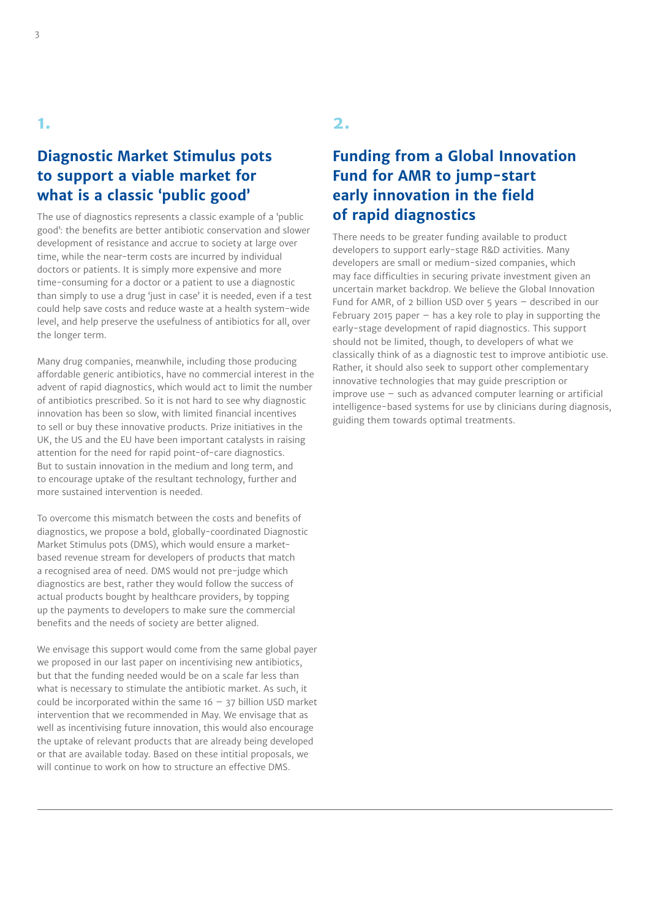## 1.

## Diagnostic Market Stimulus pots to support a viable market for what is a classic 'public good'

The use of diagnostics represents a classic example of a 'public good': the benefits are better antibiotic conservation and slower development of resistance and accrue to society at large over time, while the near-term costs are incurred by individual doctors or patients. It is simply more expensive and more time-consuming for a doctor or a patient to use a diagnostic than simply to use a drug 'just in case' it is needed, even if a test could help save costs and reduce waste at a health system-wide level, and help preserve the usefulness of antibiotics for all, over the longer term.

Many drug companies, meanwhile, including those producing affordable generic antibiotics, have no commercial interest in the advent of rapid diagnostics, which would act to limit the number of antibiotics prescribed. So it is not hard to see why diagnostic innovation has been so slow, with limited financial incentives to sell or buy these innovative products. Prize initiatives in the UK, the US and the EU have been important catalysts in raising attention for the need for rapid point-of-care diagnostics. But to sustain innovation in the medium and long term, and to encourage uptake of the resultant technology, further and more sustained intervention is needed.

To overcome this mismatch between the costs and benefits of diagnostics, we propose a bold, globally-coordinated Diagnostic Market Stimulus pots (DMS), which would ensure a market-based revenue stream for developers of products that match a recognised area of need. DMS would not pre-judge which diagnostics are best, rather they would follow the success of actual products bought by healthcare providers, by topping up the payments to developers to make sure the commercial benefits and the needs of society are better aligned.

We envisage this support would come from the same global payer we proposed in our last paper on incentivising new antibiotics, but that the funding needed would be on a scale far less than what is necessary to stimulate the antibiotic market. As such, it could be incorporated within the same 16 – 37 billion USD market intervention that we recommended in May. We envisage that as well as incentivising future innovation, this would also encourage the uptake of relevant products that are already being developed or that are available today. Based on these intitial proposals, we will continue to work on how to structure an effective DMS.

## 2.

## Funding from a Global Innovation Fund for AMR to jump-start early innovation in the field of rapid diagnostics

There needs to be greater funding available to product developers to support early-stage R&D activities. Many developers are small or medium-sized companies, which may face difficulties in securing private investment given an uncertain market backdrop. We believe the Global Innovation Fund for AMR, of 2 billion USD over 5 years – described in our February 2015 paper – has a key role to play in supporting the early-stage development of rapid diagnostics. This support should not be limited, though, to developers of what we classically think of as a diagnostic test to improve antibiotic use. Rather, it should also seek to support other complementary innovative technologies that may guide prescription or improve use – such as advanced computer learning or artificial intelligence-based systems for use by clinicians during diagnosis, guiding them towards optimal treatments.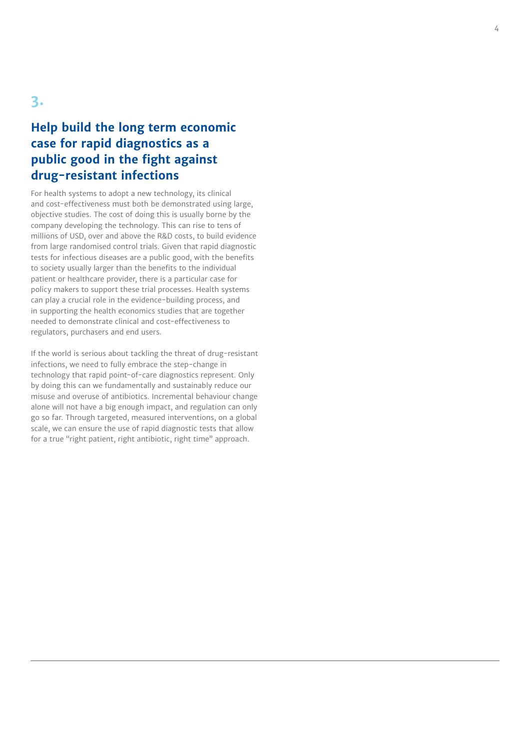## 3.

## Help build the long term economic case for rapid diagnostics as a public good in the fight against drug-resistant infections

For health systems to adopt a new technology, its clinical and cost-effectiveness must both be demonstrated using large, objective studies. The cost of doing this is usually borne by the company developing the technology. This can rise to tens of millions of USD, over and above the R&D costs, to build evidence from large randomised control trials. Given that rapid diagnostic tests for infectious diseases are a public good, with the benefits to society usually larger than the benefits to the individual patient or healthcare provider, there is a particular case for policy makers to support these trial processes. Health systems can play a crucial role in the evidence-building process, and in supporting the health economics studies that are together needed to demonstrate clinical and cost-effectiveness to regulators, purchasers and end users.

If the world is serious about tackling the threat of drug-resistant infections, we need to fully embrace the step-change in technology that rapid point-of-care diagnostics represent. Only by doing this can we fundamentally and sustainably reduce our misuse and overuse of antibiotics. Incremental behaviour change alone will not have a big enough impact, and regulation can only go so far. Through targeted, measured interventions, on a global scale, we can ensure the use of rapid diagnostic tests that allow for a true "right patient, right antibiotic, right time" approach.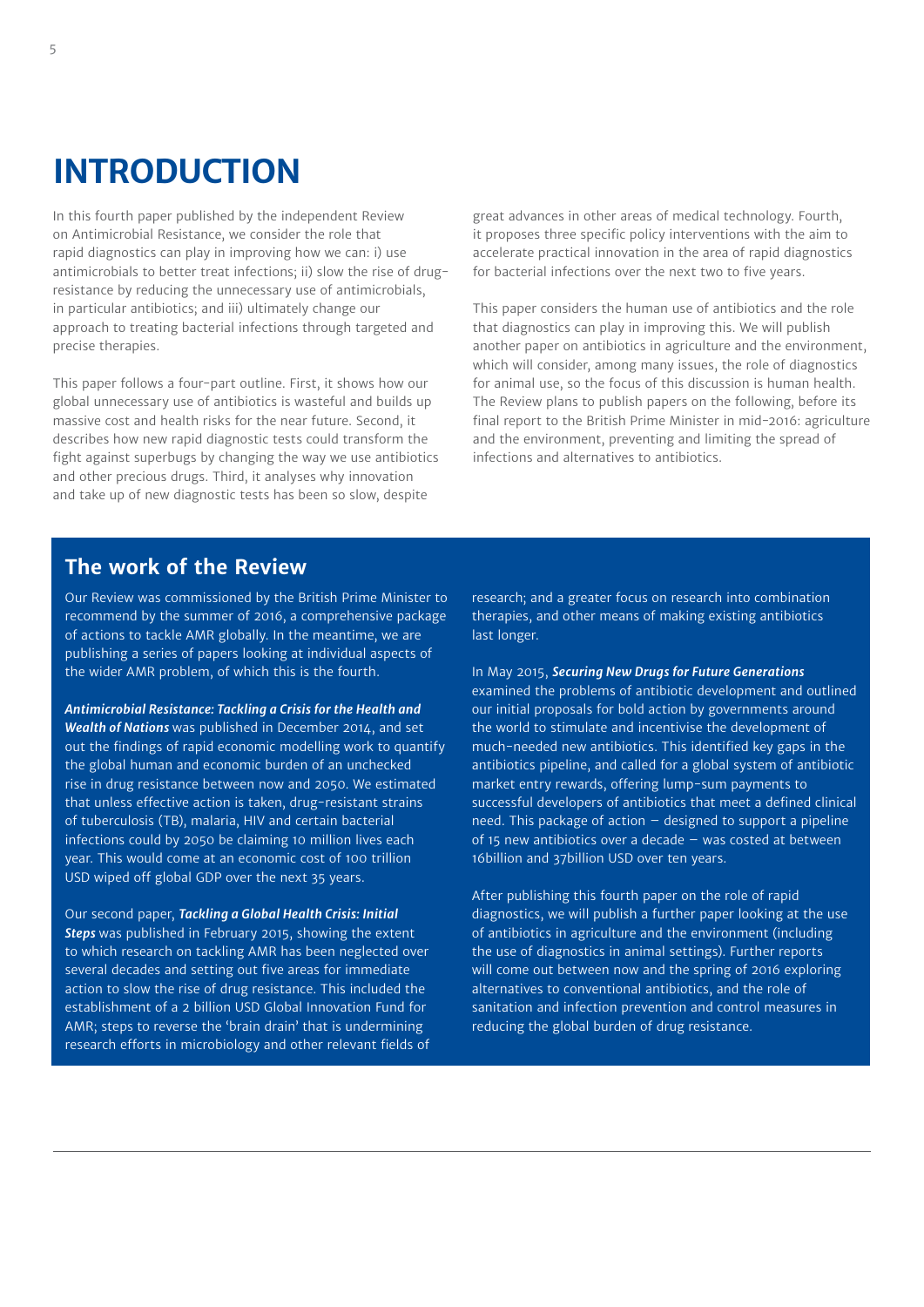# INTRODUCTION

In this fourth paper published by the independent Review on Antimicrobial Resistance, we consider the role that rapid diagnostics can play in improving how we can: i) use antimicrobials to better treat infections; ii) slow the rise of drug-resistance by reducing the unnecessary use of antimicrobials, in particular antibiotics; and iii) ultimately change our approach to treating bacterial infections through targeted and precise therapies.

This paper follows a four-part outline. First, it shows how our global unnecessary use of antibiotics is wasteful and builds up massive cost and health risks for the near future. Second, it describes how new rapid diagnostic tests could transform the fight against superbugs by changing the way we use antibiotics and other precious drugs. Third, it analyses why innovation and take up of new diagnostic tests has been so slow, despite great advances in other areas of medical technology. Fourth, it proposes three specific policy interventions with the aim to accelerate practical innovation in the area of rapid diagnostics for bacterial infections over the next two to five years.

This paper considers the human use of antibiotics and the role that diagnostics can play in improving this. We will publish another paper on antibiotics in agriculture and the environment, which will consider, among many issues, the role of diagnostics for animal use, so the focus of this discussion is human health. The Review plans to publish papers on the following, before its final report to the British Prime Minister in mid-2016: agriculture and the environment, preventing and limiting the spread of infections and alternatives to antibiotics.

## The work of the Review

Our Review was commissioned by the British Prime Minister to recommend by the summer of 2016, a comprehensive package of actions to tackle AMR globally. In the meantime, we are publishing a series of papers looking at individual aspects of the wider AMR problem, of which this is the fourth.

***Antimicrobial Resistance: Tackling a Crisis for the Health and Wealth of Nations*** was published in December 2014, and set out the findings of rapid economic modelling work to quantify the global human and economic burden of an unchecked rise in drug resistance between now and 2050. We estimated that unless effective action is taken, drug-resistant strains of tuberculosis (TB), malaria, HIV and certain bacterial infections could by 2050 be claiming 10 million lives each year. This would come at an economic cost of 100 trillion USD wiped off global GDP over the next 35 years.

Our second paper, ***Tackling a Global Health Crisis: Initial Steps*** was published in February 2015, showing the extent to which research on tackling AMR has been neglected over several decades and setting out five areas for immediate action to slow the rise of drug resistance. This included the establishment of a 2 billion USD Global Innovation Fund for AMR; steps to reverse the 'brain drain' that is undermining research efforts in microbiology and other relevant fields of research; and a greater focus on research into combination therapies, and other means of making existing antibiotics last longer.

In May 2015, ***Securing New Drugs for Future Generations*** examined the problems of antibiotic development and outlined our initial proposals for bold action by governments around the world to stimulate and incentivise the development of much-needed new antibiotics. This identified key gaps in the antibiotics pipeline, and called for a global system of antibiotic market entry rewards, offering lump-sum payments to successful developers of antibiotics that meet a defined clinical need. This package of action – designed to support a pipeline of 15 new antibiotics over a decade – was costed at between 16billion and 37billion USD over ten years.

After publishing this fourth paper on the role of rapid diagnostics, we will publish a further paper looking at the use of antibiotics in agriculture and the environment (including the use of diagnostics in animal settings). Further reports will come out between now and the spring of 2016 exploring alternatives to conventional antibiotics, and the role of sanitation and infection prevention and control measures in reducing the global burden of drug resistance.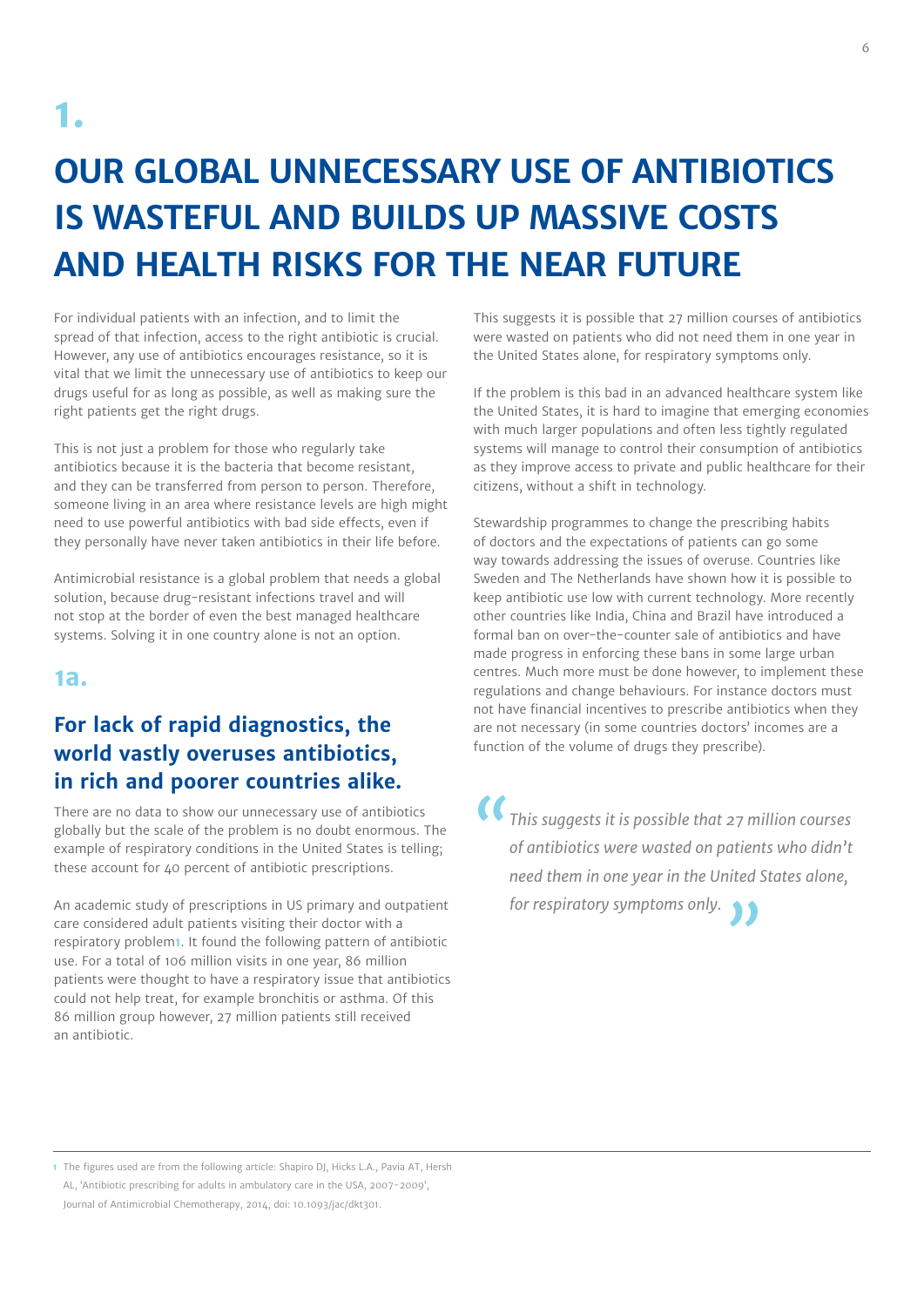# 1.

# OUR GLOBAL UNNECESSARY USE OF ANTIBIOTICS IS WASTEFUL AND BUILDS UP MASSIVE COSTS AND HEALTH RISKS FOR THE NEAR FUTURE

For individual patients with an infection, and to limit the spread of that infection, access to the right antibiotic is crucial. However, any use of antibiotics encourages resistance, so it is vital that we limit the unnecessary use of antibiotics to keep our drugs useful for as long as possible, as well as making sure the right patients get the right drugs.

This is not just a problem for those who regularly take antibiotics because it is the bacteria that become resistant, and they can be transferred from person to person. Therefore, someone living in an area where resistance levels are high might need to use powerful antibiotics with bad side effects, even if they personally have never taken antibiotics in their life before.

Antimicrobial resistance is a global problem that needs a global solution, because drug-resistant infections travel and will not stop at the border of even the best managed healthcare systems. Solving it in one country alone is not an option.

## 1a.

### For lack of rapid diagnostics, the world vastly overuses antibiotics, in rich and poorer countries alike.

There are no data to show our unnecessary use of antibiotics globally but the scale of the problem is no doubt enormous. The example of respiratory conditions in the United States is telling; these account for 40 percent of antibiotic prescriptions.

An academic study of prescriptions in US primary and outpatient care considered adult patients visiting their doctor with a respiratory problem[1]. It found the following pattern of antibiotic use. For a total of 106 million visits in one year, 86 million patients were thought to have a respiratory issue that antibiotics could not help treat, for example bronchitis or asthma. Of this 86 million group however, 27 million patients still received an antibiotic.

This suggests it is possible that 27 million courses of antibiotics were wasted on patients who did not need them in one year in the United States alone, for respiratory symptoms only.

If the problem is this bad in an advanced healthcare system like the United States, it is hard to imagine that emerging economies with much larger populations and often less tightly regulated systems will manage to control their consumption of antibiotics as they improve access to private and public healthcare for their citizens, without a shift in technology.

Stewardship programmes to change the prescribing habits of doctors and the expectations of patients can go some way towards addressing the issues of overuse. Countries like Sweden and The Netherlands have shown how it is possible to keep antibiotic use low with current technology. More recently other countries like India, China and Brazil have introduced a formal ban on over-the-counter sale of antibiotics and have made progress in enforcing these bans in some large urban centres. Much more must be done however, to implement these regulations and change behaviours. For instance doctors must not have financial incentives to prescribe antibiotics when they are not necessary (in some countries doctors' incomes are a function of the volume of drugs they prescribe).

> *This suggests it is possible that 27 million courses of antibiotics were wasted on patients who didn't need them in one year in the United States alone, for respiratory symptoms only.*

[1] The figures used are from the following article: Shapiro DJ, Hicks L.A., Pavia AT, Hersh AL, 'Antibiotic prescribing for adults in ambulatory care in the USA, 2007-2009', Journal of Antimicrobial Chemotherapy, 2014, doi: 10.1093/jac/dkt301.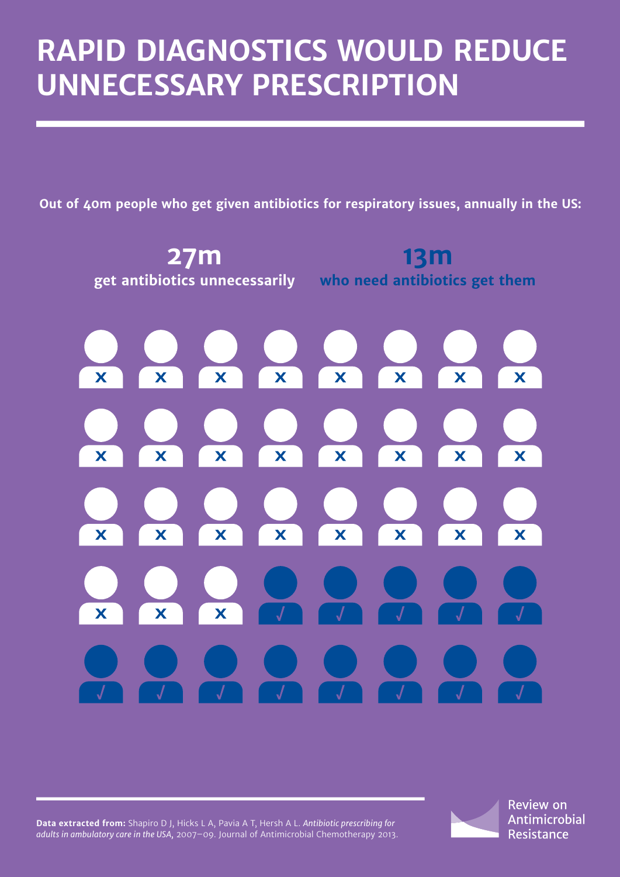# RAPID DIAGNOSTICS WOULD REDUCE UNNECESSARY PRESCRIPTION

**Out of 40m people who get given antibiotics for respiratory issues, annually in the US:**

**27m** get antibiotics unnecessarily

**13m** who need antibiotics get them

**Data extracted from:** Shapiro D J, Hicks L A, Pavia A T, Hersh A L. *Antibiotic prescribing for adults in ambulatory care in the USA*, 2007–09. Journal of Antimicrobial Chemotherapy 2013.

Review on Antimicrobial Resistance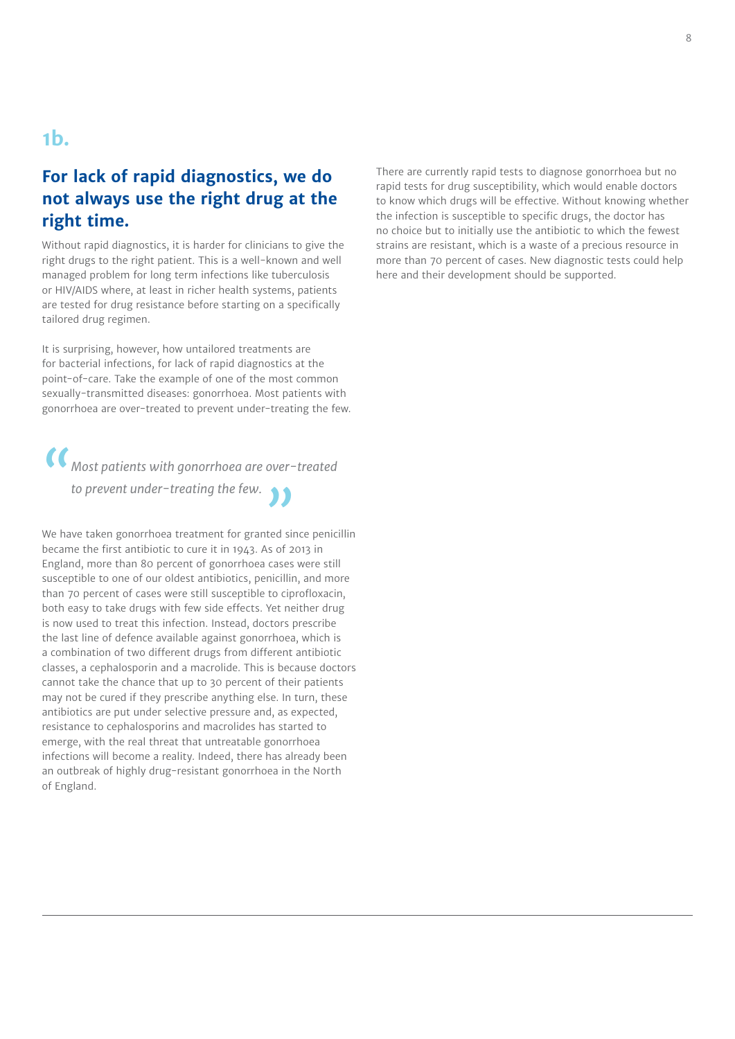## 1b.

### For lack of rapid diagnostics, we do not always use the right drug at the right time.

Without rapid diagnostics, it is harder for clinicians to give the right drugs to the right patient. This is a well-known and well managed problem for long term infections like tuberculosis or HIV/AIDS where, at least in richer health systems, patients are tested for drug resistance before starting on a specifically tailored drug regimen.

It is surprising, however, how untailored treatments are for bacterial infections, for lack of rapid diagnostics at the point-of-care. Take the example of one of the most common sexually-transmitted diseases: gonorrhoea. Most patients with gonorrhoea are over-treated to prevent under-treating the few.

> *Most patients with gonorrhoea are over-treated to prevent under-treating the few.*

We have taken gonorrhoea treatment for granted since penicillin became the first antibiotic to cure it in 1943. As of 2013 in England, more than 80 percent of gonorrhoea cases were still susceptible to one of our oldest antibiotics, penicillin, and more than 70 percent of cases were still susceptible to ciprofloxacin, both easy to take drugs with few side effects. Yet neither drug is now used to treat this infection. Instead, doctors prescribe the last line of defence available against gonorrhoea, which is a combination of two different drugs from different antibiotic classes, a cephalosporin and a macrolide. This is because doctors cannot take the chance that up to 30 percent of their patients may not be cured if they prescribe anything else. In turn, these antibiotics are put under selective pressure and, as expected, resistance to cephalosporins and macrolides has started to emerge, with the real threat that untreatable gonorrhoea infections will become a reality. Indeed, there has already been an outbreak of highly drug-resistant gonorrhoea in the North of England.

There are currently rapid tests to diagnose gonorrhoea but no rapid tests for drug susceptibility, which would enable doctors to know which drugs will be effective. Without knowing whether the infection is susceptible to specific drugs, the doctor has no choice but to initially use the antibiotic to which the fewest strains are resistant, which is a waste of a precious resource in more than 70 percent of cases. New diagnostic tests could help here and their development should be supported.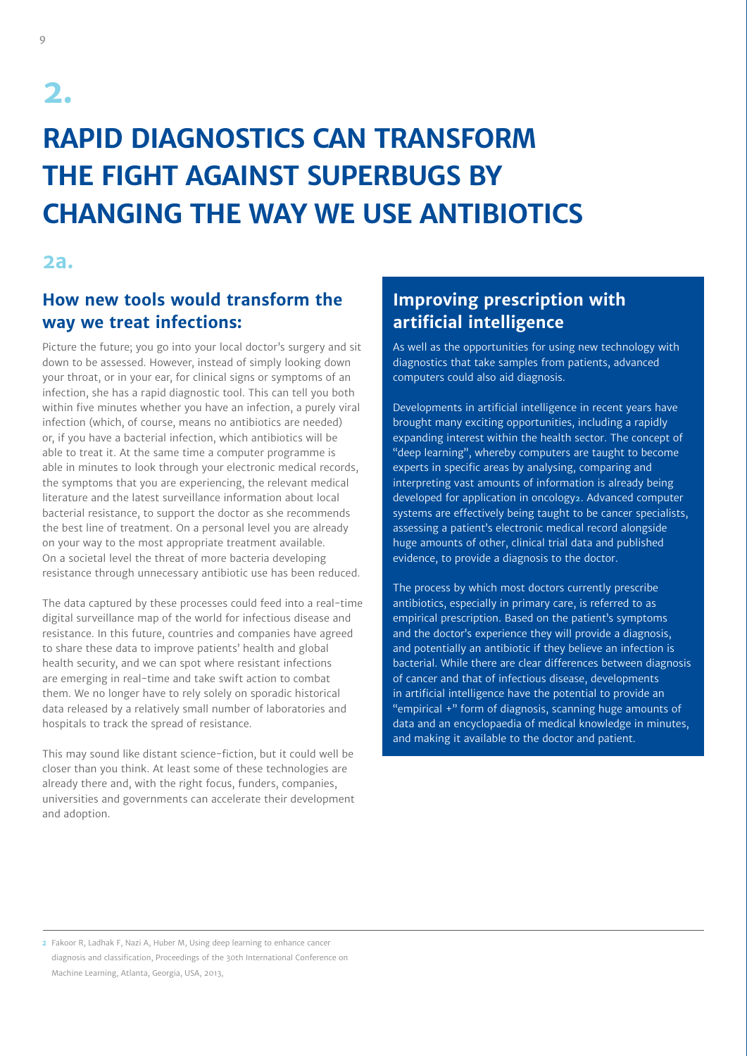# 2.

# RAPID DIAGNOSTICS CAN TRANSFORM THE FIGHT AGAINST SUPERBUGS BY CHANGING THE WAY WE USE ANTIBIOTICS

## 2a.

### How new tools would transform the way we treat infections:

Picture the future; you go into your local doctor's surgery and sit down to be assessed. However, instead of simply looking down your throat, or in your ear, for clinical signs or symptoms of an infection, she has a rapid diagnostic tool. This can tell you both within five minutes whether you have an infection, a purely viral infection (which, of course, means no antibiotics are needed) or, if you have a bacterial infection, which antibiotics will be able to treat it. At the same time a computer programme is able in minutes to look through your electronic medical records, the symptoms that you are experiencing, the relevant medical literature and the latest surveillance information about local bacterial resistance, to support the doctor as she recommends the best line of treatment. On a personal level you are already on your way to the most appropriate treatment available. On a societal level the threat of more bacteria developing resistance through unnecessary antibiotic use has been reduced.

The data captured by these processes could feed into a real-time digital surveillance map of the world for infectious disease and resistance. In this future, countries and companies have agreed to share these data to improve patients' health and global health security, and we can spot where resistant infections are emerging in real-time and take swift action to combat them. We no longer have to rely solely on sporadic historical data released by a relatively small number of laboratories and hospitals to track the spread of resistance.

This may sound like distant science-fiction, but it could well be closer than you think. At least some of these technologies are already there and, with the right focus, funders, companies, universities and governments can accelerate their development and adoption.

### Improving prescription with artificial intelligence

As well as the opportunities for using new technology with diagnostics that take samples from patients, advanced computers could also aid diagnosis.

Developments in artificial intelligence in recent years have brought many exciting opportunities, including a rapidly expanding interest within the health sector. The concept of "deep learning", whereby computers are taught to become experts in specific areas by analysing, comparing and interpreting vast amounts of information is already being developed for application in oncology[2]. Advanced computer systems are effectively being taught to be cancer specialists, assessing a patient's electronic medical record alongside huge amounts of other, clinical trial data and published evidence, to provide a diagnosis to the doctor.

The process by which most doctors currently prescribe antibiotics, especially in primary care, is referred to as empirical prescription. Based on the patient's symptoms and the doctor's experience they will provide a diagnosis, and potentially an antibiotic if they believe an infection is bacterial. While there are clear differences between diagnosis of cancer and that of infectious disease, developments in artificial intelligence have the potential to provide an "empirical +" form of diagnosis, scanning huge amounts of data and an encyclopaedia of medical knowledge in minutes, and making it available to the doctor and patient.

---

[2] Fakoor R, Ladhak F, Nazi A, Huber M, Using deep learning to enhance cancer diagnosis and classification, Proceedings of the 30th International Conference on Machine Learning, Atlanta, Georgia, USA, 2013,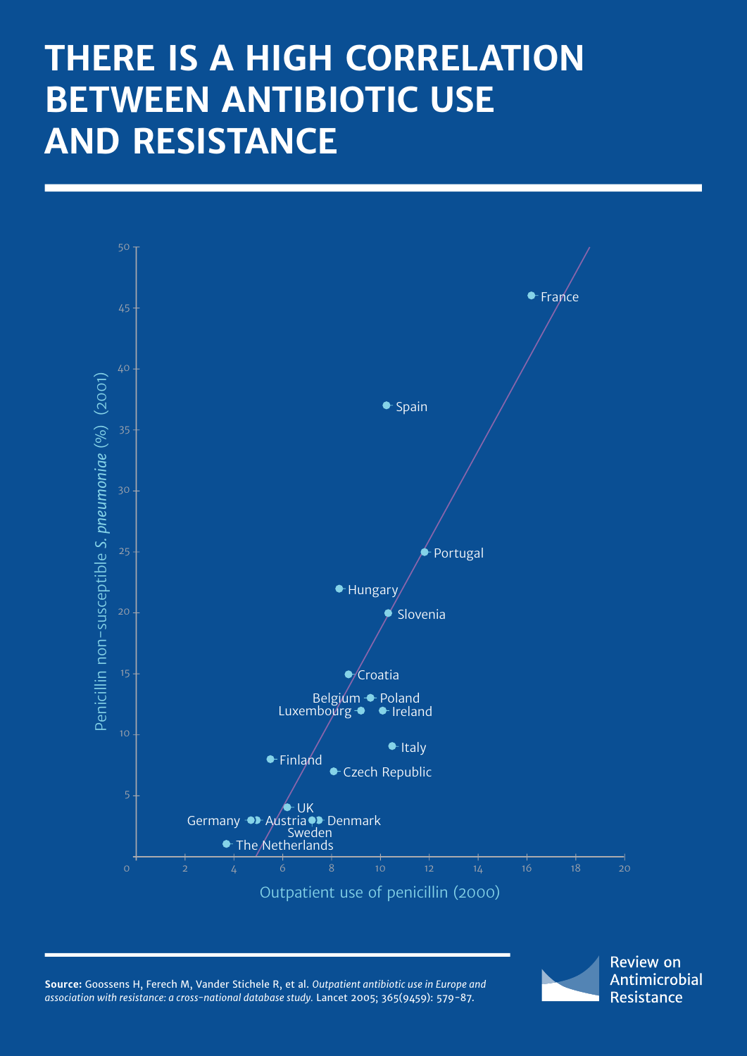# THERE IS A HIGH CORRELATION BETWEEN ANTIBIOTIC USE AND RESISTANCE

Penicillin non-susceptible *S. pneumoniae* (%) (2001)

Outpatient use of penicillin (2000)

France, Spain, Portugal, Hungary, Slovenia, Croatia, Belgium, Poland, Luxembourg, Ireland, Italy, Finland, Czech Republic, UK, Germany, Austria, Denmark, Sweden, The Netherlands

**Source:** Goossens H, Ferech M, Vander Stichele R, et al. *Outpatient antibiotic use in Europe and association with resistance: a cross-national database study.* Lancet 2005; 365(9459): 579-87.

Review on Antimicrobial Resistance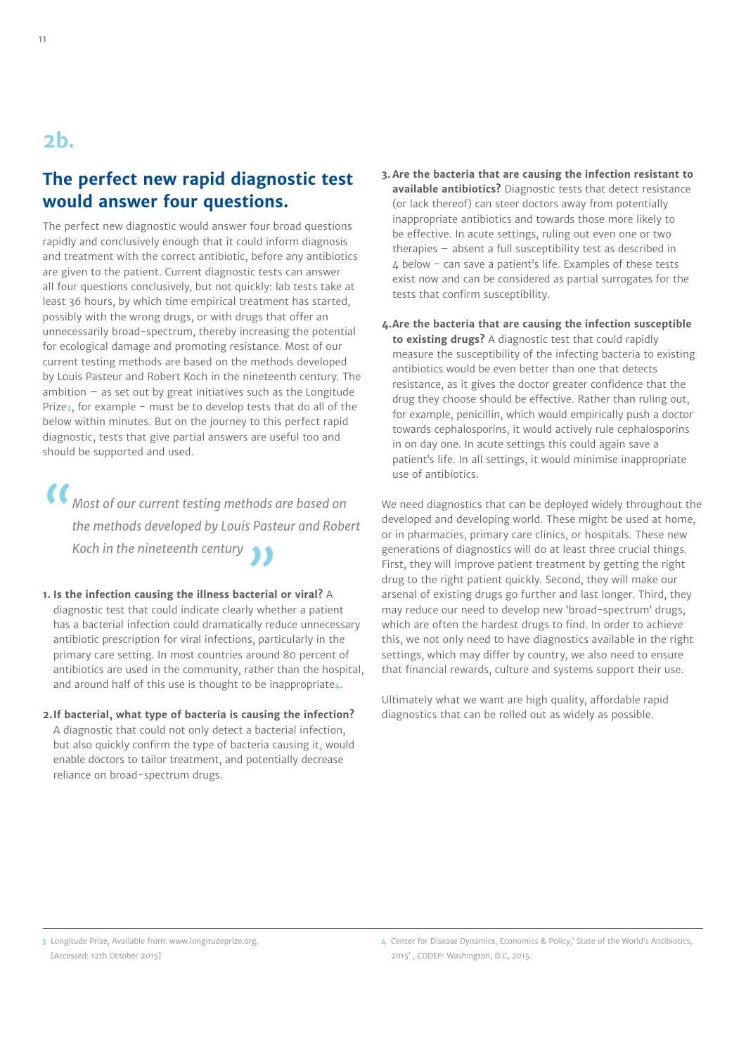## 2b.

## The perfect new rapid diagnostic test would answer four questions.

The perfect new diagnostic would answer four broad questions rapidly and conclusively enough that it could inform diagnosis and treatment with the correct antibiotic, before any antibiotics are given to the patient. Current diagnostic tests can answer all four questions conclusively, but not quickly: lab tests take at least 36 hours, by which time empirical treatment has started, possibly with the wrong drugs, or with drugs that offer an unnecessarily broad-spectrum, thereby increasing the potential for ecological damage and promoting resistance. Most of our current testing methods are based on the methods developed by Louis Pasteur and Robert Koch in the nineteenth century. The ambition – as set out by great initiatives such as the Longitude Prize[3], for example - must be to develop tests that do all of the below within minutes. But on the journey to this perfect rapid diagnostic, tests that give partial answers are useful too and should be supported and used.

> *Most of our current testing methods are based on the methods developed by Louis Pasteur and Robert Koch in the nineteenth century*

1. **Is the infection causing the illness bacterial or viral?** A diagnostic test that could indicate clearly whether a patient has a bacterial infection could dramatically reduce unnecessary antibiotic prescription for viral infections, particularly in the primary care setting. In most countries around 80 percent of antibiotics are used in the community, rather than the hospital, and around half of this use is thought to be inappropriate[4].

2. **If bacterial, what type of bacteria is causing the infection?** A diagnostic that could not only detect a bacterial infection, but also quickly confirm the type of bacteria causing it, would enable doctors to tailor treatment, and potentially decrease reliance on broad-spectrum drugs.

3. **Are the bacteria that are causing the infection resistant to available antibiotics?** Diagnostic tests that detect resistance (or lack thereof) can steer doctors away from potentially inappropriate antibiotics and towards those more likely to be effective. In acute settings, ruling out even one or two therapies – absent a full susceptibility test as described in 4 below - can save a patient's life. Examples of these tests exist now and can be considered as partial surrogates for the tests that confirm susceptibility.

4. **Are the bacteria that are causing the infection susceptible to existing drugs?** A diagnostic test that could rapidly measure the susceptibility of the infecting bacteria to existing antibiotics would be even better than one that detects resistance, as it gives the doctor greater confidence that the drug they choose should be effective. Rather than ruling out, for example, penicillin, which would empirically push a doctor towards cephalosporins, it would actively rule cephalosporins in on day one. In acute settings this could again save a patient's life. In all settings, it would minimise inappropriate use of antibiotics.

We need diagnostics that can be deployed widely throughout the developed and developing world. These might be used at home, or in pharmacies, primary care clinics, or hospitals. These new generations of diagnostics will do at least three crucial things. First, they will improve patient treatment by getting the right drug to the right patient quickly. Second, they will make our arsenal of existing drugs go further and last longer. Third, they may reduce our need to develop new 'broad-spectrum' drugs, which are often the hardest drugs to find. In order to achieve this, we not only need to have diagnostics available in the right settings, which may differ by country, we also need to ensure that financial rewards, culture and systems support their use.

Ultimately what we want are high quality, affordable rapid diagnostics that can be rolled out as widely as possible.

---

[3] Longitude Prize, Available from: www.longitudeprize.org, [Accessed: 12th October 2015]

[4] Center for Disease Dynamics, Economics & Policy,' State of the World's Antibiotics, 2015' , CDDEP: Washington, D.C, 2015.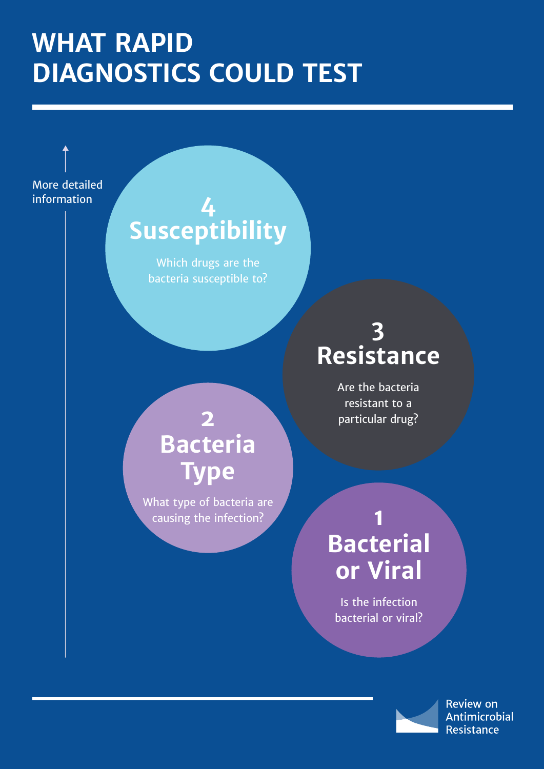# WHAT RAPID DIAGNOSTICS COULD TEST

More detailed information

**4**
## Susceptibility

Which drugs are the bacteria susceptible to?

**3**
## Resistance

Are the bacteria resistant to a particular drug?

**2**
## Bacteria Type

What type of bacteria are causing the infection?

**1**
## Bacterial or Viral

Is the infection bacterial or viral?

Review on Antimicrobial Resistance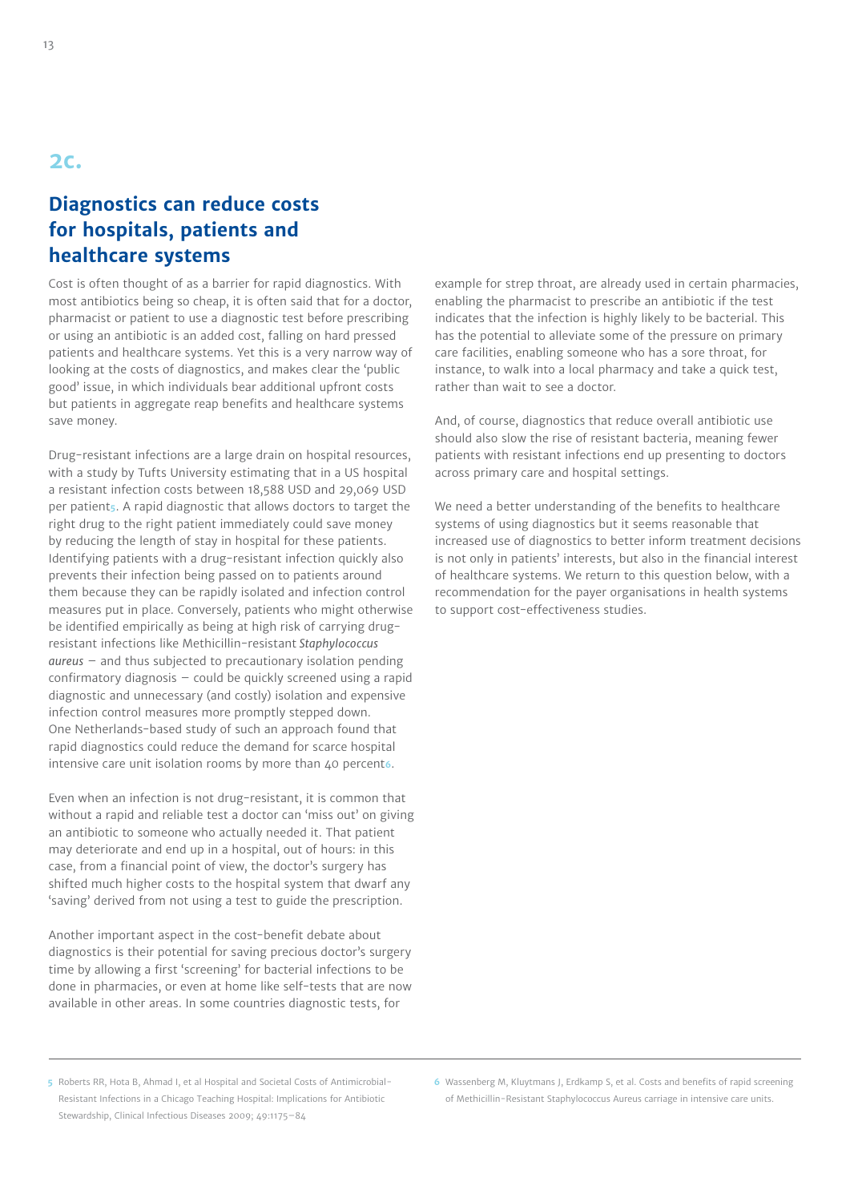## 2c.

## Diagnostics can reduce costs for hospitals, patients and healthcare systems

Cost is often thought of as a barrier for rapid diagnostics. With most antibiotics being so cheap, it is often said that for a doctor, pharmacist or patient to use a diagnostic test before prescribing or using an antibiotic is an added cost, falling on hard pressed patients and healthcare systems. Yet this is a very narrow way of looking at the costs of diagnostics, and makes clear the 'public good' issue, in which individuals bear additional upfront costs but patients in aggregate reap benefits and healthcare systems save money.

Drug-resistant infections are a large drain on hospital resources, with a study by Tufts University estimating that in a US hospital a resistant infection costs between 18,588 USD and 29,069 USD per patient[5]. A rapid diagnostic that allows doctors to target the right drug to the right patient immediately could save money by reducing the length of stay in hospital for these patients. Identifying patients with a drug-resistant infection quickly also prevents their infection being passed on to patients around them because they can be rapidly isolated and infection control measures put in place. Conversely, patients who might otherwise be identified empirically as being at high risk of carrying drug-resistant infections like Methicillin-resistant *Staphylococcus aureus* – and thus subjected to precautionary isolation pending confirmatory diagnosis – could be quickly screened using a rapid diagnostic and unnecessary (and costly) isolation and expensive infection control measures more promptly stepped down. One Netherlands-based study of such an approach found that rapid diagnostics could reduce the demand for scarce hospital intensive care unit isolation rooms by more than 40 percent[6].

Even when an infection is not drug-resistant, it is common that without a rapid and reliable test a doctor can 'miss out' on giving an antibiotic to someone who actually needed it. That patient may deteriorate and end up in a hospital, out of hours: in this case, from a financial point of view, the doctor's surgery has shifted much higher costs to the hospital system that dwarf any 'saving' derived from not using a test to guide the prescription.

Another important aspect in the cost-benefit debate about diagnostics is their potential for saving precious doctor's surgery time by allowing a first 'screening' for bacterial infections to be done in pharmacies, or even at home like self-tests that are now available in other areas. In some countries diagnostic tests, for example for strep throat, are already used in certain pharmacies, enabling the pharmacist to prescribe an antibiotic if the test indicates that the infection is highly likely to be bacterial. This has the potential to alleviate some of the pressure on primary care facilities, enabling someone who has a sore throat, for instance, to walk into a local pharmacy and take a quick test, rather than wait to see a doctor.

And, of course, diagnostics that reduce overall antibiotic use should also slow the rise of resistant bacteria, meaning fewer patients with resistant infections end up presenting to doctors across primary care and hospital settings.

We need a better understanding of the benefits to healthcare systems of using diagnostics but it seems reasonable that increased use of diagnostics to better inform treatment decisions is not only in patients' interests, but also in the financial interest of healthcare systems. We return to this question below, with a recommendation for the payer organisations in health systems to support cost-effectiveness studies.

---

5 Roberts RR, Hota B, Ahmad I, et al Hospital and Societal Costs of Antimicrobial-Resistant Infections in a Chicago Teaching Hospital: Implications for Antibiotic Stewardship, Clinical Infectious Diseases 2009; 49:1175–84

6 Wassenberg M, Kluytmans J, Erdkamp S, et al. Costs and benefits of rapid screening of Methicillin-Resistant Staphylococcus Aureus carriage in intensive care units.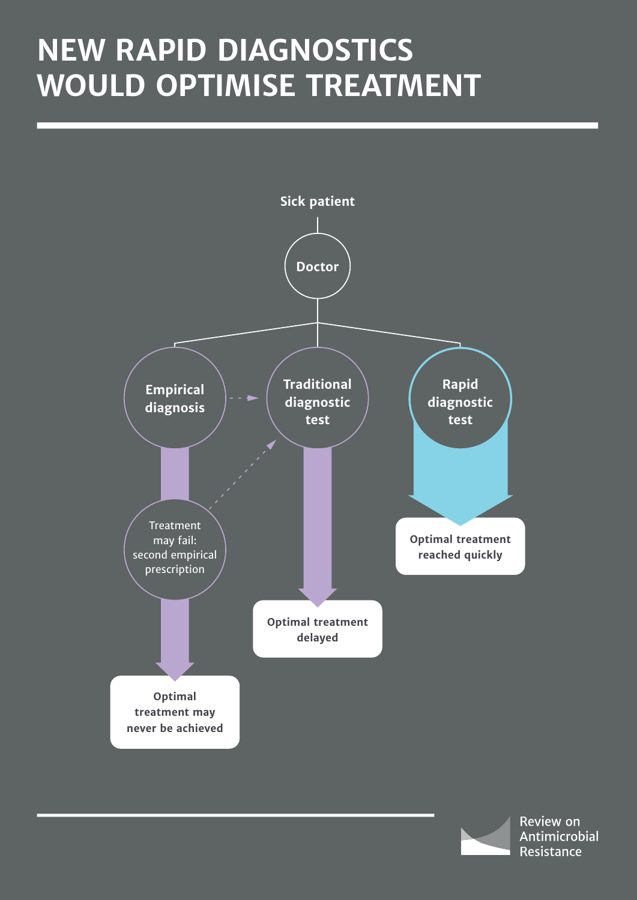# NEW RAPID DIAGNOSTICS WOULD OPTIMISE TREATMENT

Sick patient

Doctor

**Empirical diagnosis**

Treatment may fail: second empirical prescription

**Optimal treatment may never be achieved**

**Traditional diagnostic test**

**Optimal treatment delayed**

**Rapid diagnostic test**

**Optimal treatment reached quickly**

Review on Antimicrobial Resistance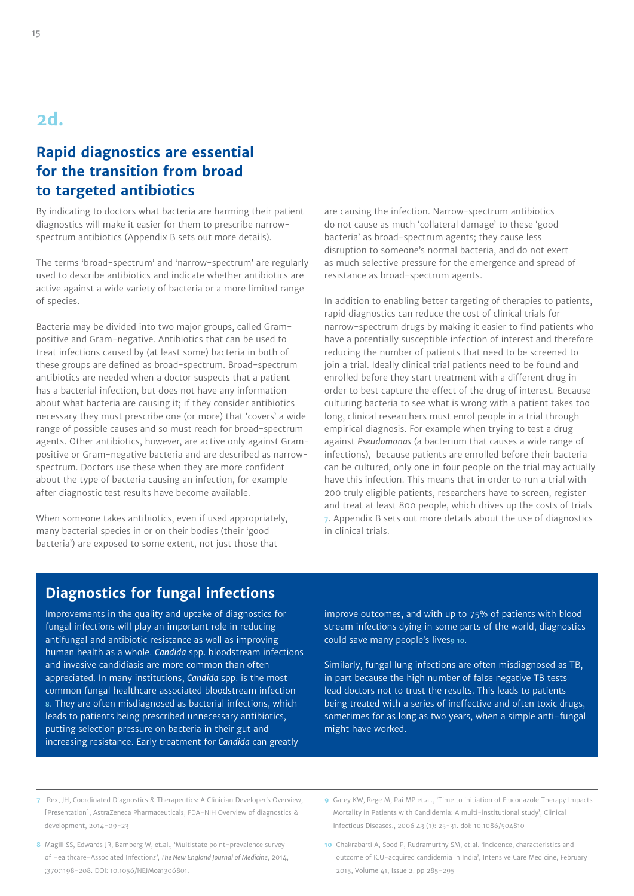# 2d.

## Rapid diagnostics are essential for the transition from broad to targeted antibiotics

By indicating to doctors what bacteria are harming their patient diagnostics will make it easier for them to prescribe narrow-spectrum antibiotics (Appendix B sets out more details).

The terms 'broad-spectrum' and 'narrow-spectrum' are regularly used to describe antibiotics and indicate whether antibiotics are active against a wide variety of bacteria or a more limited range of species.

Bacteria may be divided into two major groups, called Gram-positive and Gram-negative. Antibiotics that can be used to treat infections caused by (at least some) bacteria in both of these groups are defined as broad-spectrum. Broad-spectrum antibiotics are needed when a doctor suspects that a patient has a bacterial infection, but does not have any information about what bacteria are causing it; if they consider antibiotics necessary they must prescribe one (or more) that 'covers' a wide range of possible causes and so must reach for broad-spectrum agents. Other antibiotics, however, are active only against Gram-positive or Gram-negative bacteria and are described as narrow-spectrum. Doctors use these when they are more confident about the type of bacteria causing an infection, for example after diagnostic test results have become available.

When someone takes antibiotics, even if used appropriately, many bacterial species in or on their bodies (their 'good bacteria') are exposed to some extent, not just those that are causing the infection. Narrow-spectrum antibiotics do not cause as much 'collateral damage' to these 'good bacteria' as broad-spectrum agents; they cause less disruption to someone's normal bacteria, and do not exert as much selective pressure for the emergence and spread of resistance as broad-spectrum agents.

In addition to enabling better targeting of therapies to patients, rapid diagnostics can reduce the cost of clinical trials for narrow-spectrum drugs by making it easier to find patients who have a potentially susceptible infection of interest and therefore reducing the number of patients that need to be screened to join a trial. Ideally clinical trial patients need to be found and enrolled before they start treatment with a different drug in order to best capture the effect of the drug of interest. Because culturing bacteria to see what is wrong with a patient takes too long, clinical researchers must enrol people in a trial through empirical diagnosis. For example when trying to test a drug against *Pseudomonas* (a bacterium that causes a wide range of infections), because patients are enrolled before their bacteria can be cultured, only one in four people on the trial may actually have this infection. This means that in order to run a trial with 200 truly eligible patients, researchers have to screen, register and treat at least 800 people, which drives up the costs of trials [7]. Appendix B sets out more details about the use of diagnostics in clinical trials.

## Diagnostics for fungal infections

Improvements in the quality and uptake of diagnostics for fungal infections will play an important role in reducing antifungal and antibiotic resistance as well as improving human health as a whole. *Candida* spp. bloodstream infections and invasive candidiasis are more common than often appreciated. In many institutions, *Candida* spp. is the most common fungal healthcare associated bloodstream infection [8]. They are often misdiagnosed as bacterial infections, which leads to patients being prescribed unnecessary antibiotics, putting selection pressure on bacteria in their gut and increasing resistance. Early treatment for *Candida* can greatly improve outcomes, and with up to 75% of patients with blood stream infections dying in some parts of the world, diagnostics could save many people's lives[9, 10].

Similarly, fungal lung infections are often misdiagnosed as TB, in part because the high number of false negative TB tests lead doctors not to trust the results. This leads to patients being treated with a series of ineffective and often toxic drugs, sometimes for as long as two years, when a simple anti-fungal might have worked.

---

7 Rex, JH, Coordinated Diagnostics & Therapeutics: A Clinician Developer's Overview, [Presentation], AstraZeneca Pharmaceuticals, FDA-NIH Overview of diagnostics & development, 2014-09-23

8 Magill SS, Edwards JR, Bamberg W, et.al., 'Multistate point-prevalence survey of Healthcare-Associated Infections', *The New England Journal of Medicine*, 2014, ;370:1198-208. DOI: 10.1056/NEJMoa1306801.

9 Garey KW, Rege M, Pai MP et.al., 'Time to initiation of Fluconazole Therapy Impacts Mortality in Patients with Candidemia: A multi-institutional study', Clinical Infectious Diseases., 2006 43 (1): 25-31. doi: 10.1086/504810

10 Chakrabarti A, Sood P, Rudramurthy SM, et.al. 'Incidence, characteristics and outcome of ICU-acquired candidemia in India', Intensive Care Medicine, February 2015, Volume 41, Issue 2, pp 285-295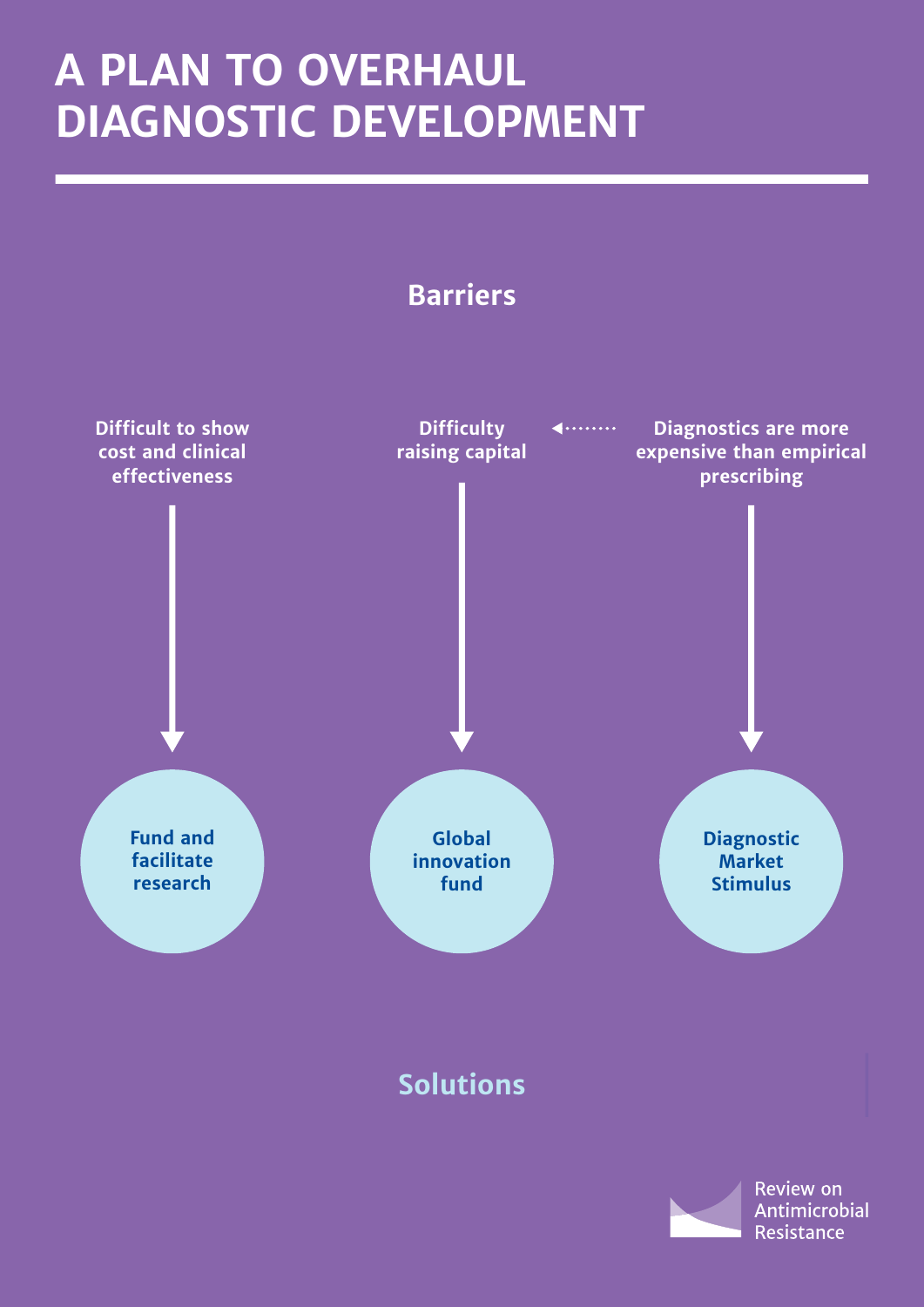# A PLAN TO OVERHAUL DIAGNOSTIC DEVELOPMENT

## Barriers

| Barrier | Solution |
| --- | --- |
| Difficult to show cost and clinical effectiveness | Fund and facilitate research |
| Difficulty raising capital | Global innovation fund |
| Diagnostics are more expensive than empirical prescribing | Diagnostic Market Stimulus |

"Diagnostics are more expensive than empirical prescribing" → "Difficulty raising capital"

## Solutions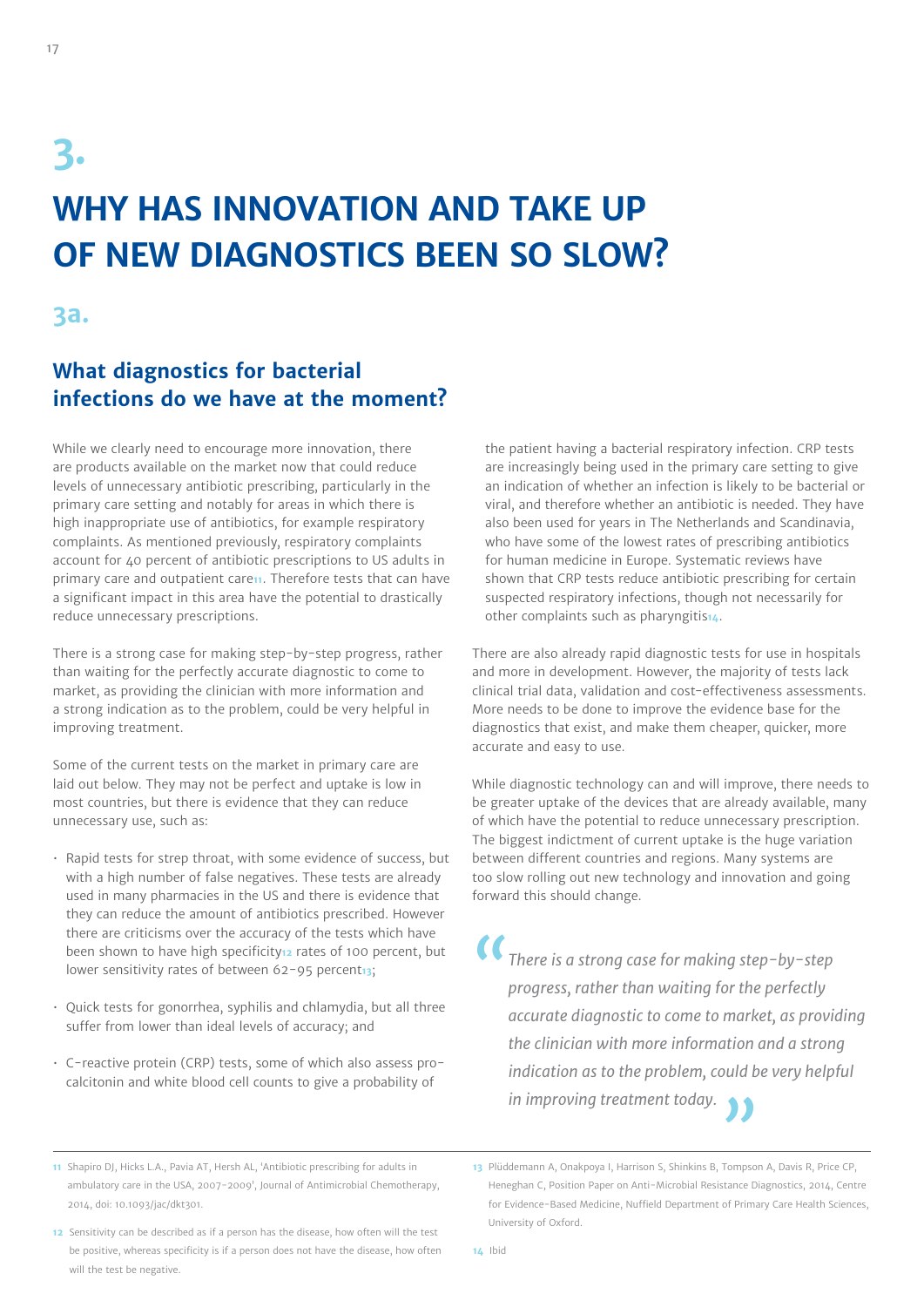# 3.

# WHY HAS INNOVATION AND TAKE UP OF NEW DIAGNOSTICS BEEN SO SLOW?

## 3a.

### What diagnostics for bacterial infections do we have at the moment?

While we clearly need to encourage more innovation, there are products available on the market now that could reduce levels of unnecessary antibiotic prescribing, particularly in the primary care setting and notably for areas in which there is high inappropriate use of antibiotics, for example respiratory complaints. As mentioned previously, respiratory complaints account for 40 percent of antibiotic prescriptions to US adults in primary care and outpatient care[11]. Therefore tests that can have a significant impact in this area have the potential to drastically reduce unnecessary prescriptions.

There is a strong case for making step-by-step progress, rather than waiting for the perfectly accurate diagnostic to come to market, as providing the clinician with more information and a strong indication as to the problem, could be very helpful in improving treatment.

Some of the current tests on the market in primary care are laid out below. They may not be perfect and uptake is low in most countries, but there is evidence that they can reduce unnecessary use, such as:

- Rapid tests for strep throat, with some evidence of success, but with a high number of false negatives. These tests are already used in many pharmacies in the US and there is evidence that they can reduce the amount of antibiotics prescribed. However there are criticisms over the accuracy of the tests which have been shown to have high specificity[12] rates of 100 percent, but lower sensitivity rates of between 62-95 percent[13];
- Quick tests for gonorrhea, syphilis and chlamydia, but all three suffer from lower than ideal levels of accuracy; and
- C-reactive protein (CRP) tests, some of which also assess pro-calcitonin and white blood cell counts to give a probability of the patient having a bacterial respiratory infection. CRP tests are increasingly being used in the primary care setting to give an indication of whether an infection is likely to be bacterial or viral, and therefore whether an antibiotic is needed. They have also been used for years in The Netherlands and Scandinavia, who have some of the lowest rates of prescribing antibiotics for human medicine in Europe. Systematic reviews have shown that CRP tests reduce antibiotic prescribing for certain suspected respiratory infections, though not necessarily for other complaints such as pharyngitis[14].

There are also already rapid diagnostic tests for use in hospitals and more in development. However, the majority of tests lack clinical trial data, validation and cost-effectiveness assessments. More needs to be done to improve the evidence base for the diagnostics that exist, and make them cheaper, quicker, more accurate and easy to use.

While diagnostic technology can and will improve, there needs to be greater uptake of the devices that are already available, many of which have the potential to reduce unnecessary prescription. The biggest indictment of current uptake is the huge variation between different countries and regions. Many systems are too slow rolling out new technology and innovation and going forward this should change.

> *There is a strong case for making step-by-step progress, rather than waiting for the perfectly accurate diagnostic to come to market, as providing the clinician with more information and a strong indication as to the problem, could be very helpful in improving treatment today.*

---

11 Shapiro DJ, Hicks L.A., Pavia AT, Hersh AL, 'Antibiotic prescribing for adults in ambulatory care in the USA, 2007-2009', Journal of Antimicrobial Chemotherapy, 2014, doi: 10.1093/jac/dkt301.

12 Sensitivity can be described as if a person has the disease, how often will the test be positive, whereas specificity is if a person does not have the disease, how often will the test be negative.

13 Plüddemann A, Onakpoya I, Harrison S, Shinkins B, Tompson A, Davis R, Price CP, Heneghan C, Position Paper on Anti-Microbial Resistance Diagnostics, 2014, Centre for Evidence-Based Medicine, Nuffield Department of Primary Care Health Sciences, University of Oxford.

14 Ibid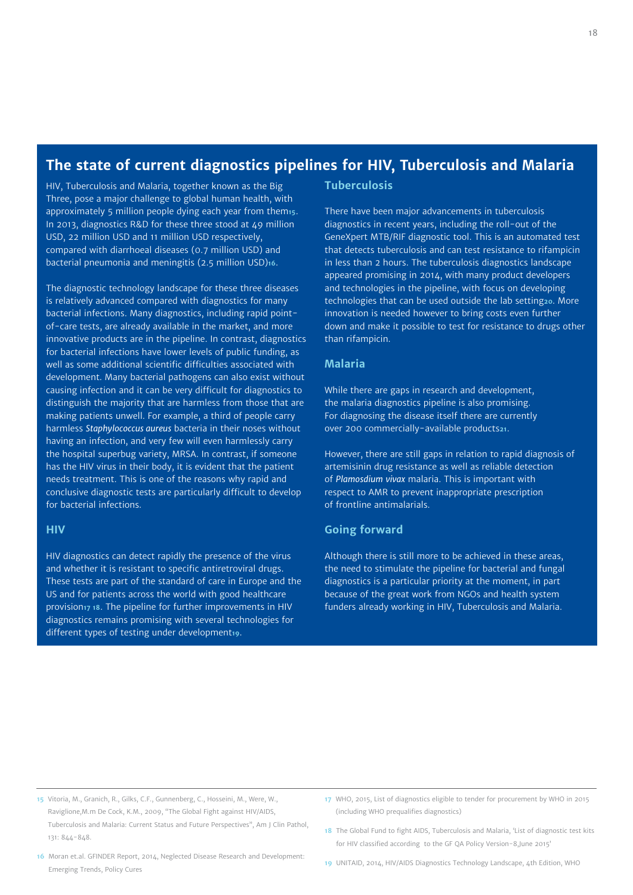## The state of current diagnostics pipelines for HIV, Tuberculosis and Malaria

HIV, Tuberculosis and Malaria, together known as the Big Three, pose a major challenge to global human health, with approximately 5 million people dying each year from them[15]. In 2013, diagnostics R&D for these three stood at 49 million USD, 22 million USD and 11 million USD respectively, compared with diarrhoeal diseases (0.7 million USD) and bacterial pneumonia and meningitis (2.5 million USD)[16].

The diagnostic technology landscape for these three diseases is relatively advanced compared with diagnostics for many bacterial infections. Many diagnostics, including rapid point-of-care tests, are already available in the market, and more innovative products are in the pipeline. In contrast, diagnostics for bacterial infections have lower levels of public funding, as well as some additional scientific difficulties associated with development. Many bacterial pathogens can also exist without causing infection and it can be very difficult for diagnostics to distinguish the majority that are harmless from those that are making patients unwell. For example, a third of people carry harmless *Staphylococcus aureus* bacteria in their noses without having an infection, and very few will even harmlessly carry the hospital superbug variety, MRSA. In contrast, if someone has the HIV virus in their body, it is evident that the patient needs treatment. This is one of the reasons why rapid and conclusive diagnostic tests are particularly difficult to develop for bacterial infections.

### HIV

HIV diagnostics can detect rapidly the presence of the virus and whether it is resistant to specific antiretroviral drugs. These tests are part of the standard of care in Europe and the US and for patients across the world with good healthcare provision[17, 18]. The pipeline for further improvements in HIV diagnostics remains promising with several technologies for different types of testing under development[19].

### Tuberculosis

There have been major advancements in tuberculosis diagnostics in recent years, including the roll-out of the GeneXpert MTB/RIF diagnostic tool. This is an automated test that detects tuberculosis and can test resistance to rifampicin in less than 2 hours. The tuberculosis diagnostics landscape appeared promising in 2014, with many product developers and technologies in the pipeline, with focus on developing technologies that can be used outside the lab setting[20]. More innovation is needed however to bring costs even further down and make it possible to test for resistance to drugs other than rifampicin.

### Malaria

While there are gaps in research and development, the malaria diagnostics pipeline is also promising. For diagnosing the disease itself there are currently over 200 commercially-available products[21].

However, there are still gaps in relation to rapid diagnosis of artemisinin drug resistance as well as reliable detection of *Plamosdium vivax* malaria. This is important with respect to AMR to prevent inappropriate prescription of frontline antimalarials.

### Going forward

Although there is still more to be achieved in these areas, the need to stimulate the pipeline for bacterial and fungal diagnostics is a particular priority at the moment, in part because of the great work from NGOs and health system funders already working in HIV, Tuberculosis and Malaria.

---

15 Vitoria, M., Granich, R., Gilks, C.F., Gunnenberg, C., Hosseini, M., Were, W., Raviglione,M.m De Cock, K.M., 2009, "The Global Fight against HIV/AIDS, Tuberculosis and Malaria: Current Status and Future Perspectives", Am J Clin Pathol, 131: 844-848.

16 Moran et.al. GFINDER Report, 2014, Neglected Disease Research and Development: Emerging Trends, Policy Cures

17 WHO, 2015, List of diagnostics eligible to tender for procurement by WHO in 2015 (including WHO prequalifies diagnostics)

18 The Global Fund to fight AIDS, Tuberculosis and Malaria, 'List of diagnostic test kits for HIV classified according to the GF QA Policy Version-8,June 2015'

19 UNITAID, 2014, HIV/AIDS Diagnostics Technology Landscape, 4th Edition, WHO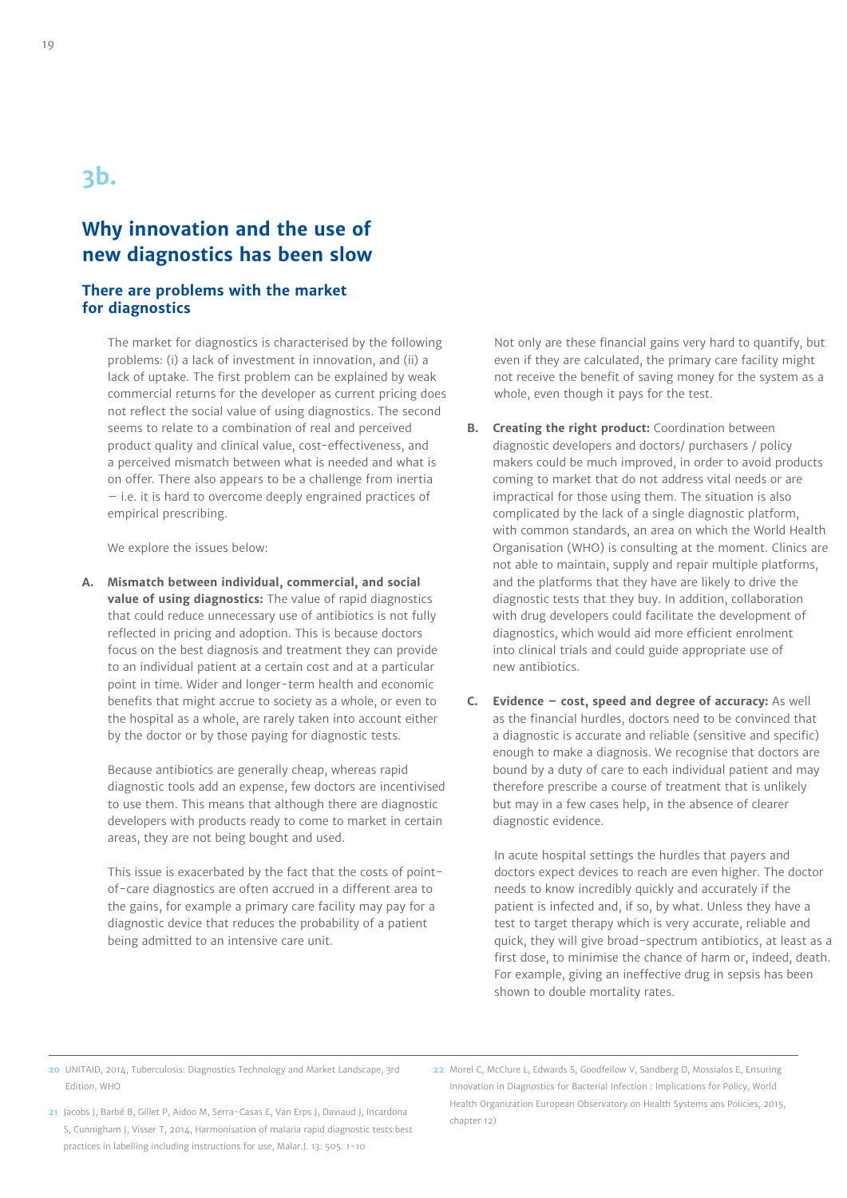# 3b.

## Why innovation and the use of new diagnostics has been slow

### There are problems with the market for diagnostics

The market for diagnostics is characterised by the following problems: (i) a lack of investment in innovation, and (ii) a lack of uptake. The first problem can be explained by weak commercial returns for the developer as current pricing does not reflect the social value of using diagnostics. The second seems to relate to a combination of real and perceived product quality and clinical value, cost-effectiveness, and a perceived mismatch between what is needed and what is on offer. There also appears to be a challenge from inertia – i.e. it is hard to overcome deeply engrained practices of empirical prescribing.

We explore the issues below:

**A. Mismatch between individual, commercial, and social value of using diagnostics:** The value of rapid diagnostics that could reduce unnecessary use of antibiotics is not fully reflected in pricing and adoption. This is because doctors focus on the best diagnosis and treatment they can provide to an individual patient at a certain cost and at a particular point in time. Wider and longer-term health and economic benefits that might accrue to society as a whole, or even to the hospital as a whole, are rarely taken into account either by the doctor or by those paying for diagnostic tests.

Because antibiotics are generally cheap, whereas rapid diagnostic tools add an expense, few doctors are incentivised to use them. This means that although there are diagnostic developers with products ready to come to market in certain areas, they are not being bought and used.

This issue is exacerbated by the fact that the costs of point-of-care diagnostics are often accrued in a different area to the gains, for example a primary care facility may pay for a diagnostic device that reduces the probability of a patient being admitted to an intensive care unit.

Not only are these financial gains very hard to quantify, but even if they are calculated, the primary care facility might not receive the benefit of saving money for the system as a whole, even though it pays for the test.

**B. Creating the right product:** Coordination between diagnostic developers and doctors/ purchasers / policy makers could be much improved, in order to avoid products coming to market that do not address vital needs or are impractical for those using them. The situation is also complicated by the lack of a single diagnostic platform, with common standards, an area on which the World Health Organisation (WHO) is consulting at the moment. Clinics are not able to maintain, supply and repair multiple platforms, and the platforms that they have are likely to drive the diagnostic tests that they buy. In addition, collaboration with drug developers could facilitate the development of diagnostics, which would aid more efficient enrolment into clinical trials and could guide appropriate use of new antibiotics.

**C. Evidence – cost, speed and degree of accuracy:** As well as the financial hurdles, doctors need to be convinced that a diagnostic is accurate and reliable (sensitive and specific) enough to make a diagnosis. We recognise that doctors are bound by a duty of care to each individual patient and may therefore prescribe a course of treatment that is unlikely but may in a few cases help, in the absence of clearer diagnostic evidence.

In acute hospital settings the hurdles that payers and doctors expect devices to reach are even higher. The doctor needs to know incredibly quickly and accurately if the patient is infected and, if so, by what. Unless they have a test to target therapy which is very accurate, reliable and quick, they will give broad-spectrum antibiotics, at least as a first dose, to minimise the chance of harm or, indeed, death. For example, giving an ineffective drug in sepsis has been shown to double mortality rates.

---

20 UNITAID, 2014, Tuberculosis: Diagnostics Technology and Market Landscape, 3rd Edition, WHO

21 Jacobs J, Barbé B, Gillet P, Aidoo M, Serra-Casas E, Van Erps J, Daviaud J, Incardona S, Cunnigham J, Visser T, 2014, Harmonisation of malaria rapid diagnostic tests:best practices in labelling including instructions for use, Malar.J. 13: 505. 1-10

22 Morel C, McClure L, Edwards S, Goodfellow V, Sandberg D, Mossialos E, Ensuring Innovation in Diagnostics for Bacterial Infection : Implications for Policy, World Health Organization European Observatory on Health Systems ans Policies, 2015, chapter 12)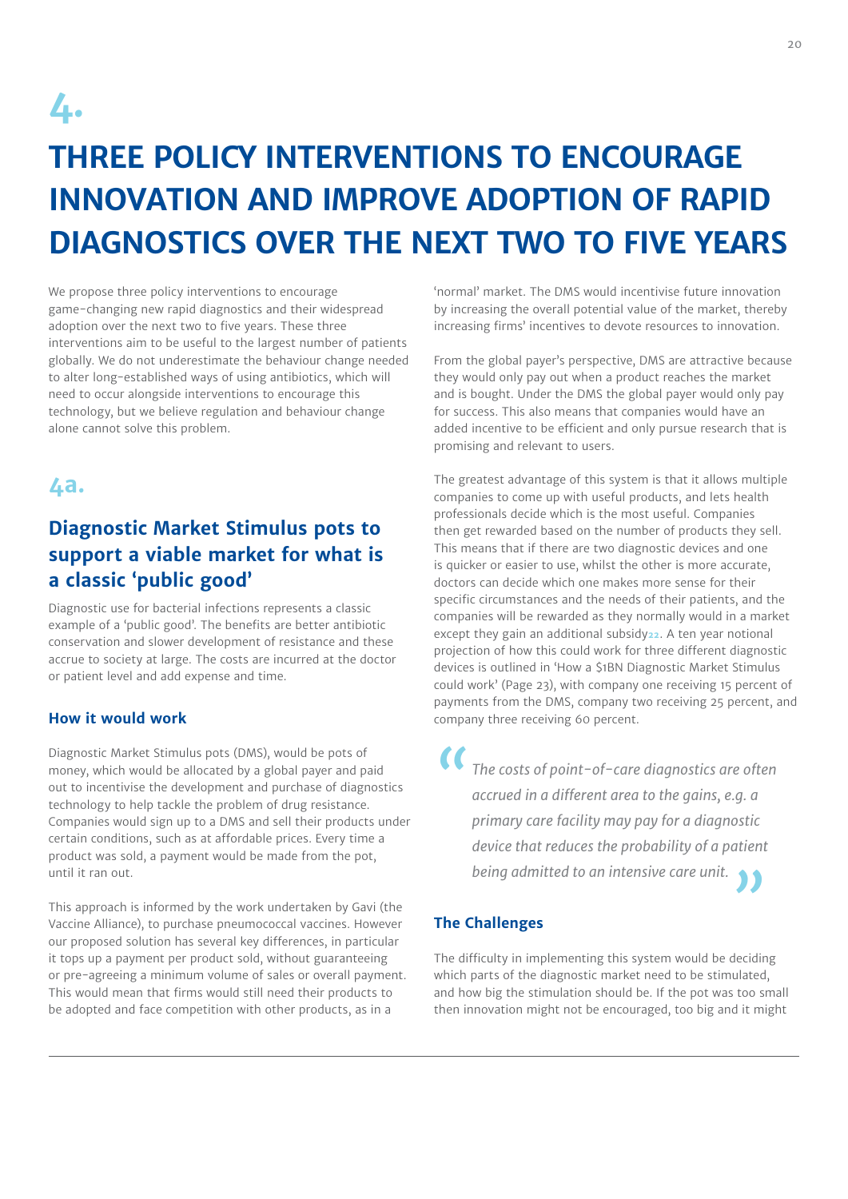# 4.

# THREE POLICY INTERVENTIONS TO ENCOURAGE INNOVATION AND IMPROVE ADOPTION OF RAPID DIAGNOSTICS OVER THE NEXT TWO TO FIVE YEARS

We propose three policy interventions to encourage game-changing new rapid diagnostics and their widespread adoption over the next two to five years. These three interventions aim to be useful to the largest number of patients globally. We do not underestimate the behaviour change needed to alter long-established ways of using antibiotics, which will need to occur alongside interventions to encourage this technology, but we believe regulation and behaviour change alone cannot solve this problem.

## 4a.

## Diagnostic Market Stimulus pots to support a viable market for what is a classic 'public good'

Diagnostic use for bacterial infections represents a classic example of a 'public good'. The benefits are better antibiotic conservation and slower development of resistance and these accrue to society at large. The costs are incurred at the doctor or patient level and add expense and time.

### How it would work

Diagnostic Market Stimulus pots (DMS), would be pots of money, which would be allocated by a global payer and paid out to incentivise the development and purchase of diagnostics technology to help tackle the problem of drug resistance. Companies would sign up to a DMS and sell their products under certain conditions, such as at affordable prices. Every time a product was sold, a payment would be made from the pot, until it ran out.

This approach is informed by the work undertaken by Gavi (the Vaccine Alliance), to purchase pneumococcal vaccines. However our proposed solution has several key differences, in particular it tops up a payment per product sold, without guaranteeing or pre-agreeing a minimum volume of sales or overall payment. This would mean that firms would still need their products to be adopted and face competition with other products, as in a 'normal' market. The DMS would incentivise future innovation by increasing the overall potential value of the market, thereby increasing firms' incentives to devote resources to innovation.

From the global payer's perspective, DMS are attractive because they would only pay out when a product reaches the market and is bought. Under the DMS the global payer would only pay for success. This also means that companies would have an added incentive to be efficient and only pursue research that is promising and relevant to users.

The greatest advantage of this system is that it allows multiple companies to come up with useful products, and lets health professionals decide which is the most useful. Companies then get rewarded based on the number of products they sell. This means that if there are two diagnostic devices and one is quicker or easier to use, whilst the other is more accurate, doctors can decide which one makes more sense for their specific circumstances and the needs of their patients, and the companies will be rewarded as they normally would in a market except they gain an additional subsidy[22]. A ten year notional projection of how this could work for three different diagnostic devices is outlined in 'How a $1BN Diagnostic Market Stimulus could work' (Page 23), with company one receiving 15 percent of payments from the DMS, company two receiving 25 percent, and company three receiving 60 percent.

> *The costs of point-of-care diagnostics are often accrued in a different area to the gains, e.g. a primary care facility may pay for a diagnostic device that reduces the probability of a patient being admitted to an intensive care unit.*

### The Challenges

The difficulty in implementing this system would be deciding which parts of the diagnostic market need to be stimulated, and how big the stimulation should be. If the pot was too small then innovation might not be encouraged, too big and it might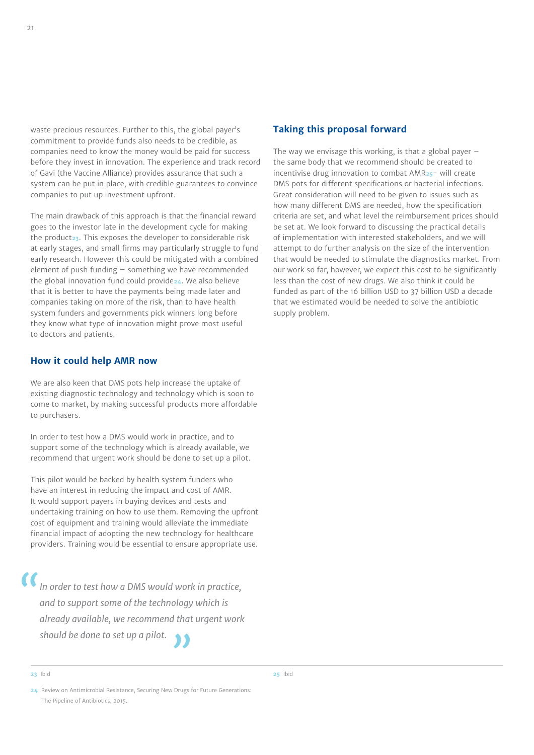waste precious resources. Further to this, the global payer's commitment to provide funds also needs to be credible, as companies need to know the money would be paid for success before they invest in innovation. The experience and track record of Gavi (the Vaccine Alliance) provides assurance that such a system can be put in place, with credible guarantees to convince companies to put up investment upfront.

The main drawback of this approach is that the financial reward goes to the investor late in the development cycle for making the product[23]. This exposes the developer to considerable risk at early stages, and small firms may particularly struggle to fund early research. However this could be mitigated with a combined element of push funding – something we have recommended the global innovation fund could provide[24]. We also believe that it is better to have the payments being made later and companies taking on more of the risk, than to have health system funders and governments pick winners long before they know what type of innovation might prove most useful to doctors and patients.

## How it could help AMR now

We are also keen that DMS pots help increase the uptake of existing diagnostic technology and technology which is soon to come to market, by making successful products more affordable to purchasers.

In order to test how a DMS would work in practice, and to support some of the technology which is already available, we recommend that urgent work should be done to set up a pilot.

This pilot would be backed by health system funders who have an interest in reducing the impact and cost of AMR. It would support payers in buying devices and tests and undertaking training on how to use them. Removing the upfront cost of equipment and training would alleviate the immediate financial impact of adopting the new technology for healthcare providers. Training would be essential to ensure appropriate use.

> *"In order to test how a DMS would work in practice, and to support some of the technology which is already available, we recommend that urgent work should be done to set up a pilot."*

## Taking this proposal forward

The way we envisage this working, is that a global payer – the same body that we recommend should be created to incentivise drug innovation to combat AMR[25]– will create DMS pots for different specifications or bacterial infections. Great consideration will need to be given to issues such as how many different DMS are needed, how the specification criteria are set, and what level the reimbursement prices should be set at. We look forward to discussing the practical details of implementation with interested stakeholders, and we will attempt to do further analysis on the size of the intervention that would be needed to stimulate the diagnostics market. From our work so far, however, we expect this cost to be significantly less than the cost of new drugs. We also think it could be funded as part of the 16 billion USD to 37 billion USD a decade that we estimated would be needed to solve the antibiotic supply problem.

---

[23] Ibid

[24] Review on Antimicrobial Resistance, Securing New Drugs for Future Generations: The Pipeline of Antibiotics, 2015.

[25] Ibid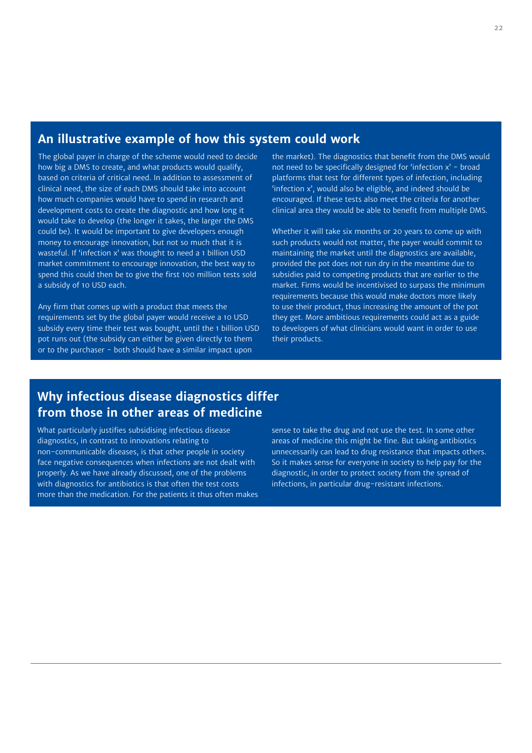## An illustrative example of how this system could work

The global payer in charge of the scheme would need to decide how big a DMS to create, and what products would qualify, based on criteria of critical need. In addition to assessment of clinical need, the size of each DMS should take into account how much companies would have to spend in research and development costs to create the diagnostic and how long it would take to develop (the longer it takes, the larger the DMS could be). It would be important to give developers enough money to encourage innovation, but not so much that it is wasteful. If 'infection x' was thought to need a 1 billion USD market commitment to encourage innovation, the best way to spend this could then be to give the first 100 million tests sold a subsidy of 10 USD each.

Any firm that comes up with a product that meets the requirements set by the global payer would receive a 10 USD subsidy every time their test was bought, until the 1 billion USD pot runs out (the subsidy can either be given directly to them or to the purchaser – both should have a similar impact upon the market). The diagnostics that benefit from the DMS would not need to be specifically designed for 'infection x' – broad platforms that test for different types of infection, including 'infection x', would also be eligible, and indeed should be encouraged. If these tests also meet the criteria for another clinical area they would be able to benefit from multiple DMS.

Whether it will take six months or 20 years to come up with such products would not matter, the payer would commit to maintaining the market until the diagnostics are available, provided the pot does not run dry in the meantime due to subsidies paid to competing products that are earlier to the market. Firms would be incentivised to surpass the minimum requirements because this would make doctors more likely to use their product, thus increasing the amount of the pot they get. More ambitious requirements could act as a guide to developers of what clinicians would want in order to use their products.

## Why infectious disease diagnostics differ from those in other areas of medicine

What particularly justifies subsidising infectious disease diagnostics, in contrast to innovations relating to non-communicable diseases, is that other people in society face negative consequences when infections are not dealt with properly. As we have already discussed, one of the problems with diagnostics for antibiotics is that often the test costs more than the medication. For the patients it thus often makes sense to take the drug and not use the test. In some other areas of medicine this might be fine. But taking antibiotics unnecessarily can lead to drug resistance that impacts others. So it makes sense for everyone in society to help pay for the diagnostic, in order to protect society from the spread of infections, in particular drug-resistant infections.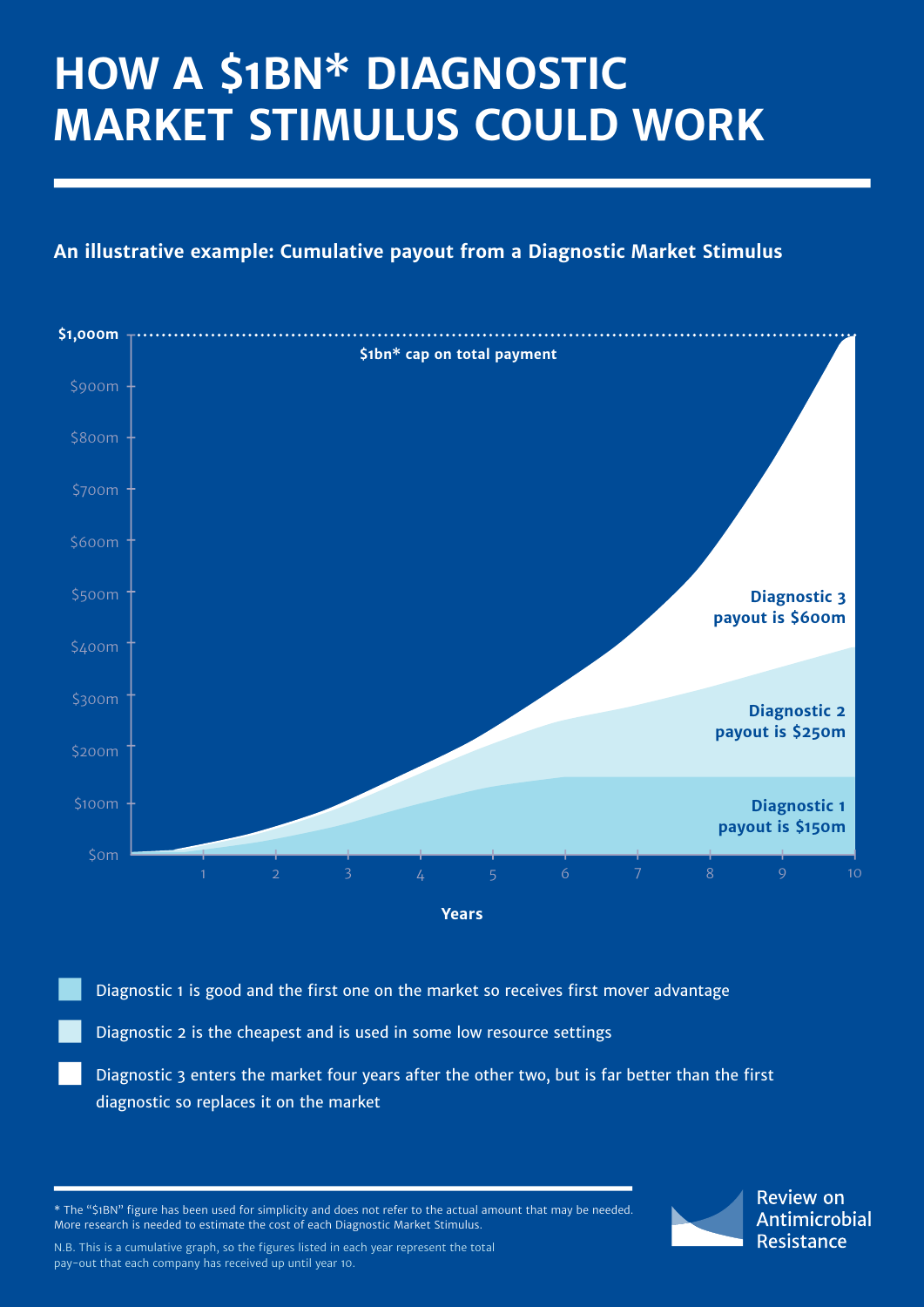# HOW A $1BN* DIAGNOSTIC MARKET STIMULUS COULD WORK

**An illustrative example: Cumulative payout from a Diagnostic Market Stimulus**

$1,000m

$1bn* cap on total payment

$900m

$800m

$700m

$600m

$500m

$400m

$300m

$200m

$100m

$0m

1 2 3 4 5 6 7 8 9 10

**Years**

**Diagnostic 3 payout is $600m**

**Diagnostic 2 payout is $250m**

**Diagnostic 1 payout is $150m**

- Diagnostic 1 is good and the first one on the market so receives first mover advantage
- Diagnostic 2 is the cheapest and is used in some low resource settings
- Diagnostic 3 enters the market four years after the other two, but is far better than the first diagnostic so replaces it on the market

* The "$1BN" figure has been used for simplicity and does not refer to the actual amount that may be needed. More research is needed to estimate the cost of each Diagnostic Market Stimulus.

N.B. This is a cumulative graph, so the figures listed in each year represent the total pay-out that each company has received up until year 10.

Review on Antimicrobial Resistance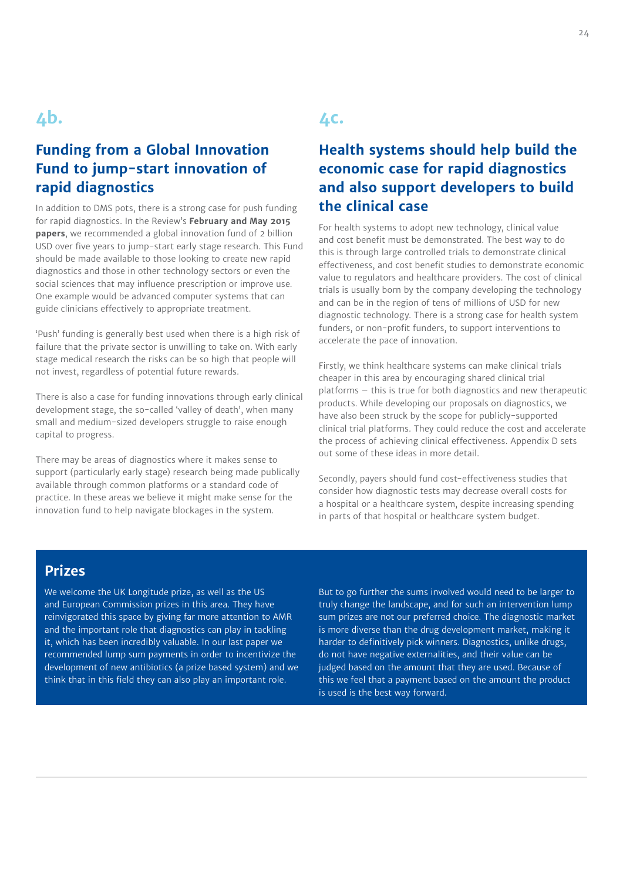## 4b.

### Funding from a Global Innovation Fund to jump-start innovation of rapid diagnostics

In addition to DMS pots, there is a strong case for push funding for rapid diagnostics. In the Review's **February and May 2015 papers**, we recommended a global innovation fund of 2 billion USD over five years to jump-start early stage research. This Fund should be made available to those looking to create new rapid diagnostics and those in other technology sectors or even the social sciences that may influence prescription or improve use. One example would be advanced computer systems that can guide clinicians effectively to appropriate treatment.

'Push' funding is generally best used when there is a high risk of failure that the private sector is unwilling to take on. With early stage medical research the risks can be so high that people will not invest, regardless of potential future rewards.

There is also a case for funding innovations through early clinical development stage, the so-called 'valley of death', when many small and medium-sized developers struggle to raise enough capital to progress.

There may be areas of diagnostics where it makes sense to support (particularly early stage) research being made publically available through common platforms or a standard code of practice. In these areas we believe it might make sense for the innovation fund to help navigate blockages in the system.

## 4c.

### Health systems should help build the economic case for rapid diagnostics and also support developers to build the clinical case

For health systems to adopt new technology, clinical value and cost benefit must be demonstrated. The best way to do this is through large controlled trials to demonstrate clinical effectiveness, and cost benefit studies to demonstrate economic value to regulators and healthcare providers. The cost of clinical trials is usually born by the company developing the technology and can be in the region of tens of millions of USD for new diagnostic technology. There is a strong case for health system funders, or non-profit funders, to support interventions to accelerate the pace of innovation.

Firstly, we think healthcare systems can make clinical trials cheaper in this area by encouraging shared clinical trial platforms – this is true for both diagnostics and new therapeutic products. While developing our proposals on diagnostics, we have also been struck by the scope for publicly-supported clinical trial platforms. They could reduce the cost and accelerate the process of achieving clinical effectiveness. Appendix D sets out some of these ideas in more detail.

Secondly, payers should fund cost-effectiveness studies that consider how diagnostic tests may decrease overall costs for a hospital or a healthcare system, despite increasing spending in parts of that hospital or healthcare system budget.

### Prizes

We welcome the UK Longitude prize, as well as the US and European Commission prizes in this area. They have reinvigorated this space by giving far more attention to AMR and the important role that diagnostics can play in tackling it, which has been incredibly valuable. In our last paper we recommended lump sum payments in order to incentivize the development of new antibiotics (a prize based system) and we think that in this field they can also play an important role.

But to go further the sums involved would need to be larger to truly change the landscape, and for such an intervention lump sum prizes are not our preferred choice. The diagnostic market is more diverse than the drug development market, making it harder to definitively pick winners. Diagnostics, unlike drugs, do not have negative externalities, and their value can be judged based on the amount that they are used. Because of this we feel that a payment based on the amount the product is used is the best way forward.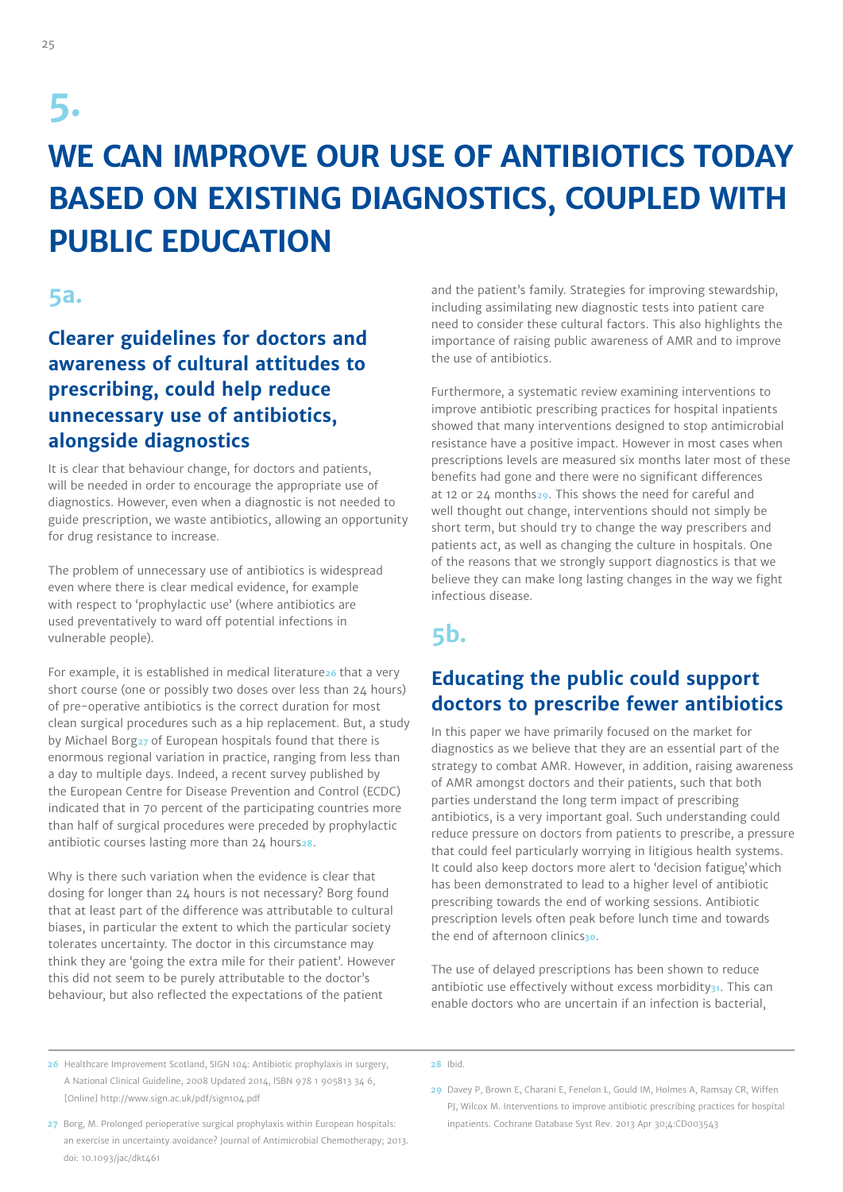# 5.

# WE CAN IMPROVE OUR USE OF ANTIBIOTICS TODAY BASED ON EXISTING DIAGNOSTICS, COUPLED WITH PUBLIC EDUCATION

## 5a.

### Clearer guidelines for doctors and awareness of cultural attitudes to prescribing, could help reduce unnecessary use of antibiotics, alongside diagnostics

It is clear that behaviour change, for doctors and patients, will be needed in order to encourage the appropriate use of diagnostics. However, even when a diagnostic is not needed to guide prescription, we waste antibiotics, allowing an opportunity for drug resistance to increase.

The problem of unnecessary use of antibiotics is widespread even where there is clear medical evidence, for example with respect to 'prophylactic use' (where antibiotics are used preventatively to ward off potential infections in vulnerable people).

For example, it is established in medical literature[26] that a very short course (one or possibly two doses over less than 24 hours) of pre-operative antibiotics is the correct duration for most clean surgical procedures such as a hip replacement. But, a study by Michael Borg[27] of European hospitals found that there is enormous regional variation in practice, ranging from less than a day to multiple days. Indeed, a recent survey published by the European Centre for Disease Prevention and Control (ECDC) indicated that in 70 percent of the participating countries more than half of surgical procedures were preceded by prophylactic antibiotic courses lasting more than 24 hours[28].

Why is there such variation when the evidence is clear that dosing for longer than 24 hours is not necessary? Borg found that at least part of the difference was attributable to cultural biases, in particular the extent to which the particular society tolerates uncertainty. The doctor in this circumstance may think they are 'going the extra mile for their patient'. However this did not seem to be purely attributable to the doctor's behaviour, but also reflected the expectations of the patient and the patient's family. Strategies for improving stewardship, including assimilating new diagnostic tests into patient care need to consider these cultural factors. This also highlights the importance of raising public awareness of AMR and to improve the use of antibiotics.

Furthermore, a systematic review examining interventions to improve antibiotic prescribing practices for hospital inpatients showed that many interventions designed to stop antimicrobial resistance have a positive impact. However in most cases when prescriptions levels are measured six months later most of these benefits had gone and there were no significant differences at 12 or 24 months[29]. This shows the need for careful and well thought out change, interventions should not simply be short term, but should try to change the way prescribers and patients act, as well as changing the culture in hospitals. One of the reasons that we strongly support diagnostics is that we believe they can make long lasting changes in the way we fight infectious disease.

## 5b.

### Educating the public could support doctors to prescribe fewer antibiotics

In this paper we have primarily focused on the market for diagnostics as we believe that they are an essential part of the strategy to combat AMR. However, in addition, raising awareness of AMR amongst doctors and their patients, such that both parties understand the long term impact of prescribing antibiotics, is a very important goal. Such understanding could reduce pressure on doctors from patients to prescribe, a pressure that could feel particularly worrying in litigious health systems. It could also keep doctors more alert to 'decision fatigue', which has been demonstrated to lead to a higher level of antibiotic prescribing towards the end of working sessions. Antibiotic prescription levels often peak before lunch time and towards the end of afternoon clinics[30].

The use of delayed prescriptions has been shown to reduce antibiotic use effectively without excess morbidity[31]. This can enable doctors who are uncertain if an infection is bacterial,

---

26 Healthcare Improvement Scotland, SIGN 104: Antibiotic prophylaxis in surgery, A National Clinical Guideline, 2008 Updated 2014, ISBN 978 1 905813 34 6, [Online] http://www.sign.ac.uk/pdf/sign104.pdf

27 Borg, M. Prolonged perioperative surgical prophylaxis within European hospitals: an exercise in uncertainty avoidance? Journal of Antimicrobial Chemotherapy; 2013. doi: 10.1093/jac/dkt461

28 Ibid.

29 Davey P, Brown E, Charani E, Fenelon L, Gould IM, Holmes A, Ramsay CR, Wiffen PJ, Wilcox M. Interventions to improve antibiotic prescribing practices for hospital inpatients. Cochrane Database Syst Rev. 2013 Apr 30;4:CD003543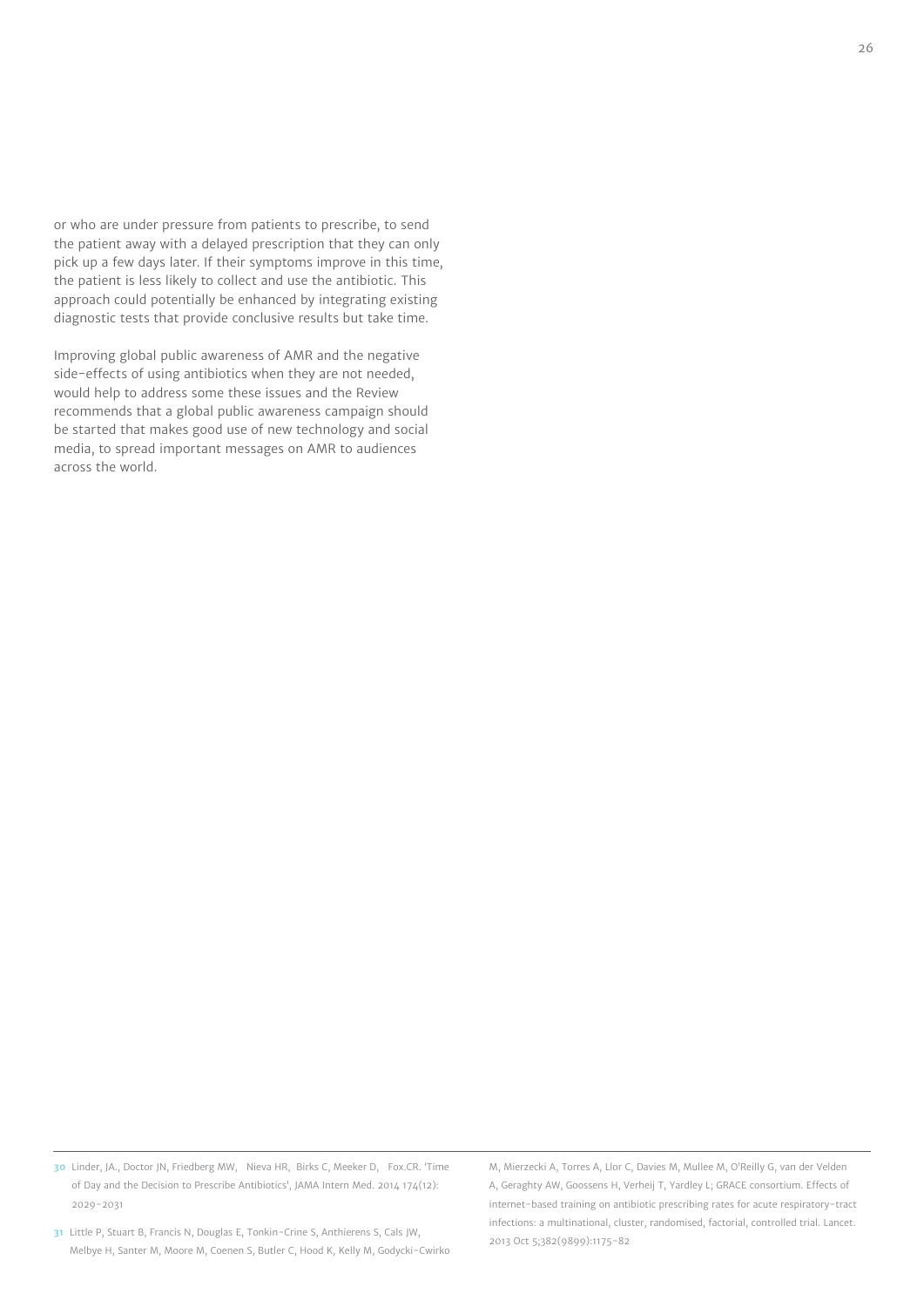or who are under pressure from patients to prescribe, to send the patient away with a delayed prescription that they can only pick up a few days later. If their symptoms improve in this time, the patient is less likely to collect and use the antibiotic. This approach could potentially be enhanced by integrating existing diagnostic tests that provide conclusive results but take time.

Improving global public awareness of AMR and the negative side-effects of using antibiotics when they are not needed, would help to address some these issues and the Review recommends that a global public awareness campaign should be started that makes good use of new technology and social media, to spread important messages on AMR to audiences across the world.

---

30 Linder, JA., Doctor JN, Friedberg MW, Nieva HR, Birks C, Meeker D, Fox.CR. 'Time of Day and the Decision to Prescribe Antibiotics', JAMA Intern Med. 2014 174(12): 2029-2031

31 Little P, Stuart B, Francis N, Douglas E, Tonkin-Crine S, Anthierens S, Cals JW, Melbye H, Santer M, Moore M, Coenen S, Butler C, Hood K, Kelly M, Godycki-Cwirko M, Mierzecki A, Torres A, Llor C, Davies M, Mullee M, O'Reilly G, van der Velden A, Geraghty AW, Goossens H, Verheij T, Yardley L; GRACE consortium. Effects of internet-based training on antibiotic prescribing rates for acute respiratory-tract infections: a multinational, cluster, randomised, factorial, controlled trial. Lancet. 2013 Oct 5;382(9899):1175-82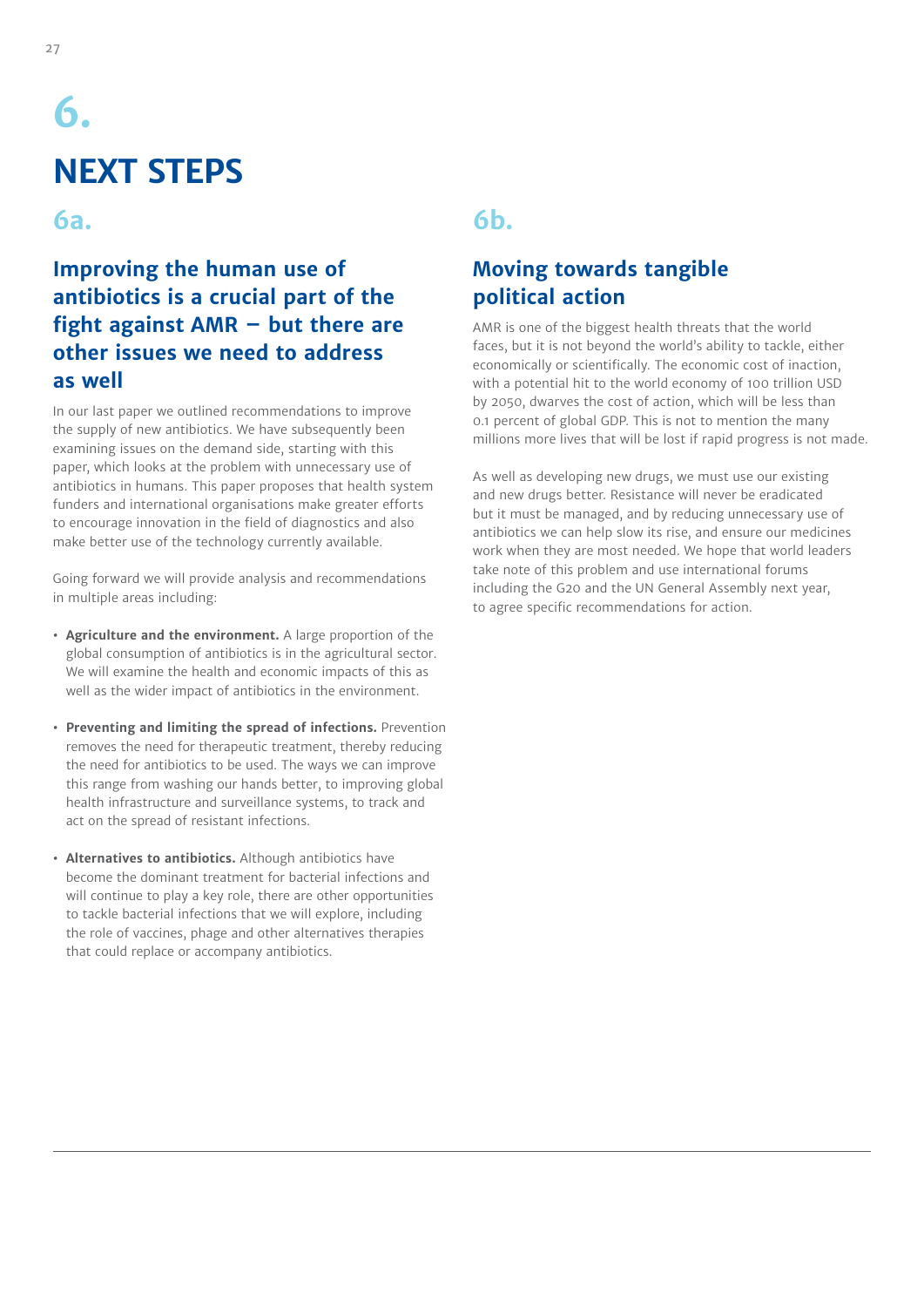# 6.

# NEXT STEPS

## 6a.

### Improving the human use of antibiotics is a crucial part of the fight against AMR – but there are other issues we need to address as well

In our last paper we outlined recommendations to improve the supply of new antibiotics. We have subsequently been examining issues on the demand side, starting with this paper, which looks at the problem with unnecessary use of antibiotics in humans. This paper proposes that health system funders and international organisations make greater efforts to encourage innovation in the field of diagnostics and also make better use of the technology currently available.

Going forward we will provide analysis and recommendations in multiple areas including:

- **Agriculture and the environment.** A large proportion of the global consumption of antibiotics is in the agricultural sector. We will examine the health and economic impacts of this as well as the wider impact of antibiotics in the environment.
- **Preventing and limiting the spread of infections.** Prevention removes the need for therapeutic treatment, thereby reducing the need for antibiotics to be used. The ways we can improve this range from washing our hands better, to improving global health infrastructure and surveillance systems, to track and act on the spread of resistant infections.
- **Alternatives to antibiotics.** Although antibiotics have become the dominant treatment for bacterial infections and will continue to play a key role, there are other opportunities to tackle bacterial infections that we will explore, including the role of vaccines, phage and other alternatives therapies that could replace or accompany antibiotics.

## 6b.

### Moving towards tangible political action

AMR is one of the biggest health threats that the world faces, but it is not beyond the world's ability to tackle, either economically or scientifically. The economic cost of inaction, with a potential hit to the world economy of 100 trillion USD by 2050, dwarves the cost of action, which will be less than 0.1 percent of global GDP. This is not to mention the many millions more lives that will be lost if rapid progress is not made.

As well as developing new drugs, we must use our existing and new drugs better. Resistance will never be eradicated but it must be managed, and by reducing unnecessary use of antibiotics we can help slow its rise, and ensure our medicines work when they are most needed. We hope that world leaders take note of this problem and use international forums including the G20 and the UN General Assembly next year, to agree specific recommendations for action.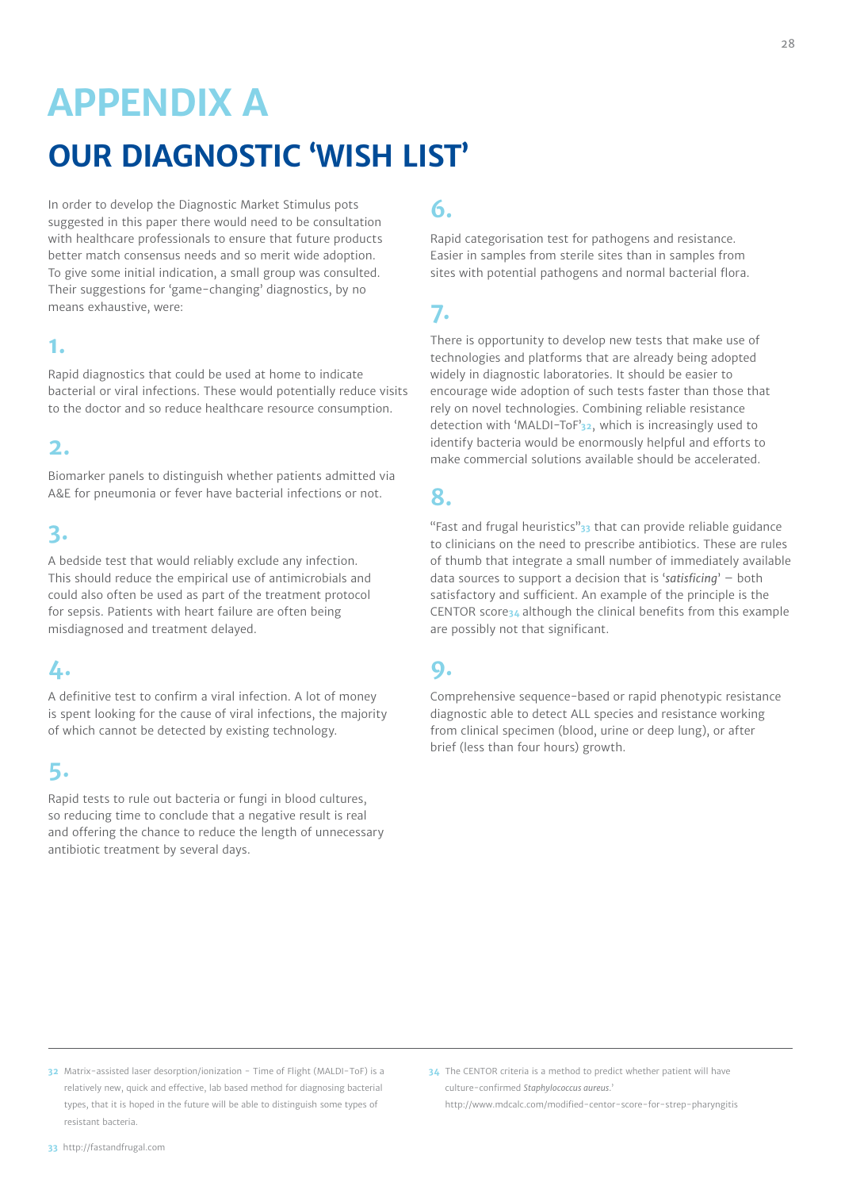# APPENDIX A

## OUR DIAGNOSTIC 'WISH LIST'

In order to develop the Diagnostic Market Stimulus pots suggested in this paper there would need to be consultation with healthcare professionals to ensure that future products better match consensus needs and so merit wide adoption. To give some initial indication, a small group was consulted. Their suggestions for 'game-changing' diagnostics, by no means exhaustive, were:

### 1.

Rapid diagnostics that could be used at home to indicate bacterial or viral infections. These would potentially reduce visits to the doctor and so reduce healthcare resource consumption.

### 2.

Biomarker panels to distinguish whether patients admitted via A&E for pneumonia or fever have bacterial infections or not.

### 3.

A bedside test that would reliably exclude any infection. This should reduce the empirical use of antimicrobials and could also often be used as part of the treatment protocol for sepsis. Patients with heart failure are often being misdiagnosed and treatment delayed.

### 4.

A definitive test to confirm a viral infection. A lot of money is spent looking for the cause of viral infections, the majority of which cannot be detected by existing technology.

### 5.

Rapid tests to rule out bacteria or fungi in blood cultures, so reducing time to conclude that a negative result is real and offering the chance to reduce the length of unnecessary antibiotic treatment by several days.

### 6.

Rapid categorisation test for pathogens and resistance. Easier in samples from sterile sites than in samples from sites with potential pathogens and normal bacterial flora.

### 7.

There is opportunity to develop new tests that make use of technologies and platforms that are already being adopted widely in diagnostic laboratories. It should be easier to encourage wide adoption of such tests faster than those that rely on novel technologies. Combining reliable resistance detection with 'MALDI-ToF'[32], which is increasingly used to identify bacteria would be enormously helpful and efforts to make commercial solutions available should be accelerated.

### 8.

"Fast and frugal heuristics"[33] that can provide reliable guidance to clinicians on the need to prescribe antibiotics. These are rules of thumb that integrate a small number of immediately available data sources to support a decision that is '*satisficing*' – both satisfactory and sufficient. An example of the principle is the CENTOR score[34] although the clinical benefits from this example are possibly not that significant.

### 9.

Comprehensive sequence-based or rapid phenotypic resistance diagnostic able to detect ALL species and resistance working from clinical specimen (blood, urine or deep lung), or after brief (less than four hours) growth.

---

32 Matrix-assisted laser desorption/ionization – Time of Flight (MALDI-ToF) is a relatively new, quick and effective, lab based method for diagnosing bacterial types, that it is hoped in the future will be able to distinguish some types of resistant bacteria.

33 http://fastandfrugal.com

34 The CENTOR criteria is a method to predict whether patient will have culture-confirmed *Staphylococcus aureus*.' http://www.mdcalc.com/modified-centor-score-for-strep-pharyngitis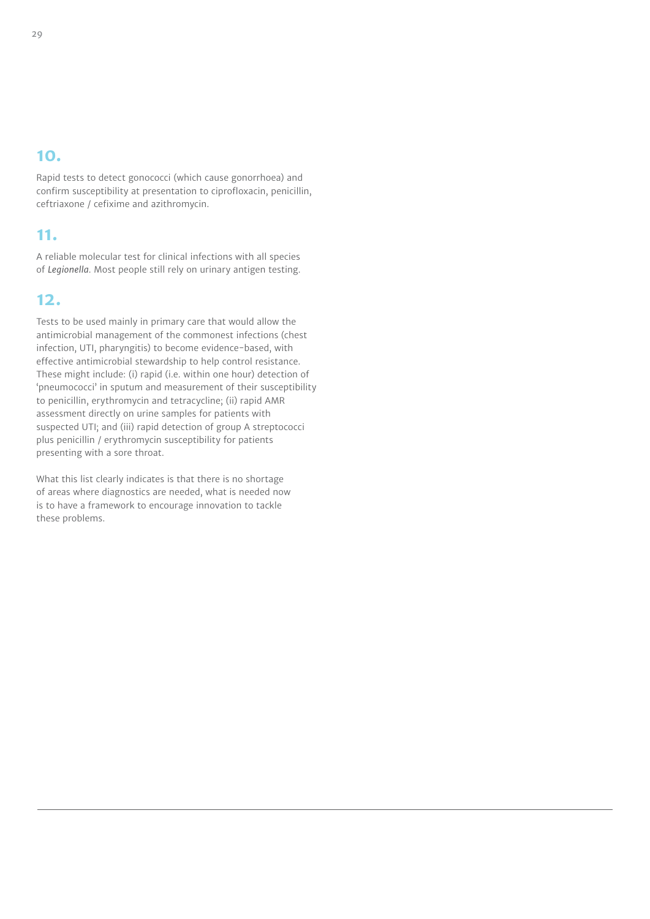## 10.

Rapid tests to detect gonococci (which cause gonorrhoea) and confirm susceptibility at presentation to ciprofloxacin, penicillin, ceftriaxone / cefixime and azithromycin.

## 11.

A reliable molecular test for clinical infections with all species of *Legionella*. Most people still rely on urinary antigen testing.

## 12.

Tests to be used mainly in primary care that would allow the antimicrobial management of the commonest infections (chest infection, UTI, pharyngitis) to become evidence-based, with effective antimicrobial stewardship to help control resistance. These might include: (i) rapid (i.e. within one hour) detection of 'pneumococci' in sputum and measurement of their susceptibility to penicillin, erythromycin and tetracycline; (ii) rapid AMR assessment directly on urine samples for patients with suspected UTI; and (iii) rapid detection of group A streptococci plus penicillin / erythromycin susceptibility for patients presenting with a sore throat.

What this list clearly indicates is that there is no shortage of areas where diagnostics are needed, what is needed now is to have a framework to encourage innovation to tackle these problems.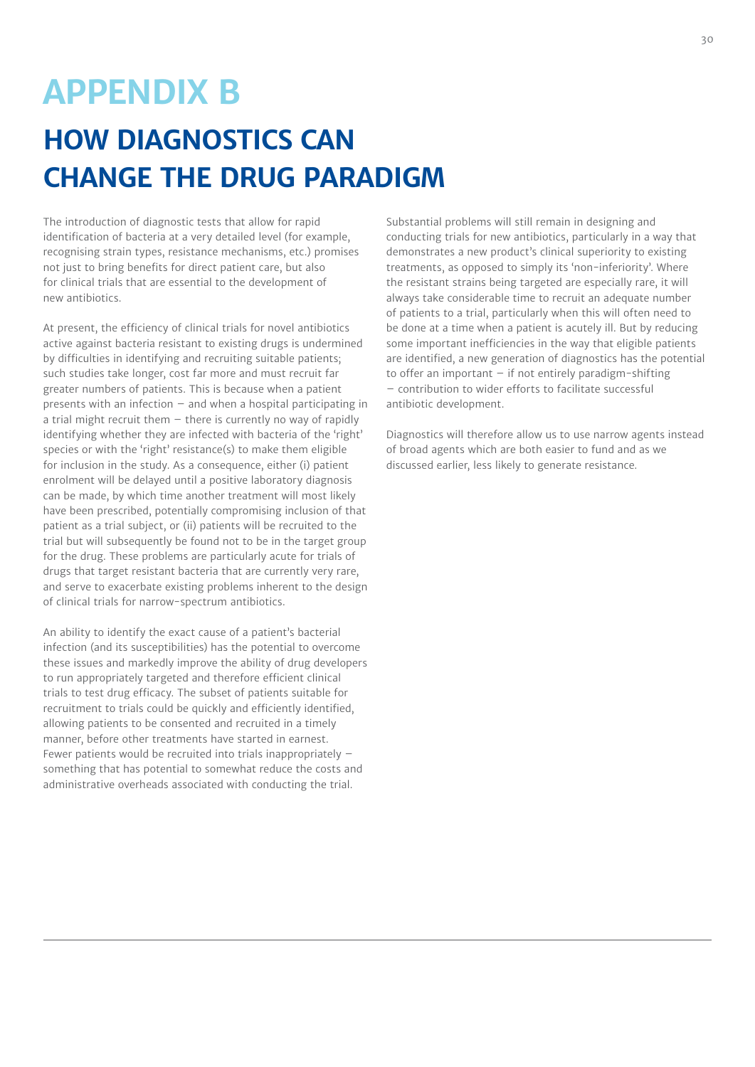# APPENDIX B

## HOW DIAGNOSTICS CAN CHANGE THE DRUG PARADIGM

The introduction of diagnostic tests that allow for rapid identification of bacteria at a very detailed level (for example, recognising strain types, resistance mechanisms, etc.) promises not just to bring benefits for direct patient care, but also for clinical trials that are essential to the development of new antibiotics.

At present, the efficiency of clinical trials for novel antibiotics active against bacteria resistant to existing drugs is undermined by difficulties in identifying and recruiting suitable patients; such studies take longer, cost far more and must recruit far greater numbers of patients. This is because when a patient presents with an infection – and when a hospital participating in a trial might recruit them – there is currently no way of rapidly identifying whether they are infected with bacteria of the 'right' species or with the 'right' resistance(s) to make them eligible for inclusion in the study. As a consequence, either (i) patient enrolment will be delayed until a positive laboratory diagnosis can be made, by which time another treatment will most likely have been prescribed, potentially compromising inclusion of that patient as a trial subject, or (ii) patients will be recruited to the trial but will subsequently be found not to be in the target group for the drug. These problems are particularly acute for trials of drugs that target resistant bacteria that are currently very rare, and serve to exacerbate existing problems inherent to the design of clinical trials for narrow-spectrum antibiotics.

An ability to identify the exact cause of a patient's bacterial infection (and its susceptibilities) has the potential to overcome these issues and markedly improve the ability of drug developers to run appropriately targeted and therefore efficient clinical trials to test drug efficacy. The subset of patients suitable for recruitment to trials could be quickly and efficiently identified, allowing patients to be consented and recruited in a timely manner, before other treatments have started in earnest. Fewer patients would be recruited into trials inappropriately – something that has potential to somewhat reduce the costs and administrative overheads associated with conducting the trial.

Substantial problems will still remain in designing and conducting trials for new antibiotics, particularly in a way that demonstrates a new product's clinical superiority to existing treatments, as opposed to simply its 'non-inferiority'. Where the resistant strains being targeted are especially rare, it will always take considerable time to recruit an adequate number of patients to a trial, particularly when this will often need to be done at a time when a patient is acutely ill. But by reducing some important inefficiencies in the way that eligible patients are identified, a new generation of diagnostics has the potential to offer an important – if not entirely paradigm-shifting – contribution to wider efforts to facilitate successful antibiotic development.

Diagnostics will therefore allow us to use narrow agents instead of broad agents which are both easier to fund and as we discussed earlier, less likely to generate resistance.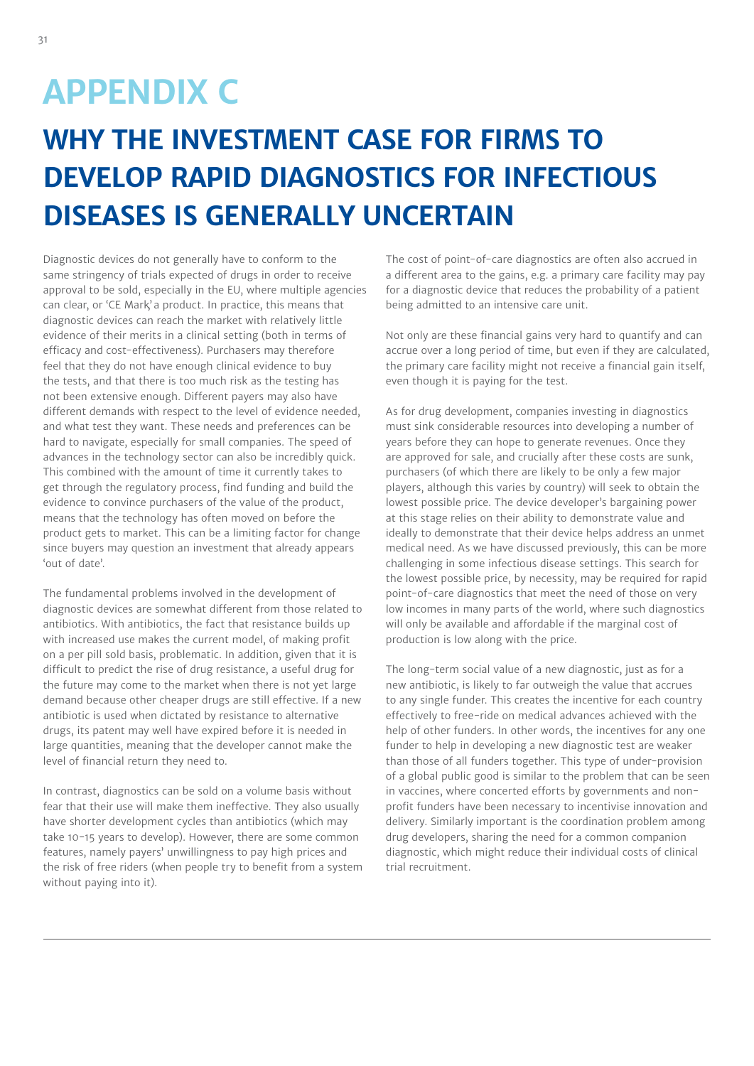# APPENDIX C

## WHY THE INVESTMENT CASE FOR FIRMS TO DEVELOP RAPID DIAGNOSTICS FOR INFECTIOUS DISEASES IS GENERALLY UNCERTAIN

Diagnostic devices do not generally have to conform to the same stringency of trials expected of drugs in order to receive approval to be sold, especially in the EU, where multiple agencies can clear, or 'CE Mark,' a product. In practice, this means that diagnostic devices can reach the market with relatively little evidence of their merits in a clinical setting (both in terms of efficacy and cost-effectiveness). Purchasers may therefore feel that they do not have enough clinical evidence to buy the tests, and that there is too much risk as the testing has not been extensive enough. Different payers may also have different demands with respect to the level of evidence needed, and what test they want. These needs and preferences can be hard to navigate, especially for small companies. The speed of advances in the technology sector can also be incredibly quick. This combined with the amount of time it currently takes to get through the regulatory process, find funding and build the evidence to convince purchasers of the value of the product, means that the technology has often moved on before the product gets to market. This can be a limiting factor for change since buyers may question an investment that already appears 'out of date'.

The fundamental problems involved in the development of diagnostic devices are somewhat different from those related to antibiotics. With antibiotics, the fact that resistance builds up with increased use makes the current model, of making profit on a per pill sold basis, problematic. In addition, given that it is difficult to predict the rise of drug resistance, a useful drug for the future may come to the market when there is not yet large demand because other cheaper drugs are still effective. If a new antibiotic is used when dictated by resistance to alternative drugs, its patent may well have expired before it is needed in large quantities, meaning that the developer cannot make the level of financial return they need to.

In contrast, diagnostics can be sold on a volume basis without fear that their use will make them ineffective. They also usually have shorter development cycles than antibiotics (which may take 10-15 years to develop). However, there are some common features, namely payers' unwillingness to pay high prices and the risk of free riders (when people try to benefit from a system without paying into it).

The cost of point-of-care diagnostics are often also accrued in a different area to the gains, e.g. a primary care facility may pay for a diagnostic device that reduces the probability of a patient being admitted to an intensive care unit.

Not only are these financial gains very hard to quantify and can accrue over a long period of time, but even if they are calculated, the primary care facility might not receive a financial gain itself, even though it is paying for the test.

As for drug development, companies investing in diagnostics must sink considerable resources into developing a number of years before they can hope to generate revenues. Once they are approved for sale, and crucially after these costs are sunk, purchasers (of which there are likely to be only a few major players, although this varies by country) will seek to obtain the lowest possible price. The device developer's bargaining power at this stage relies on their ability to demonstrate value and ideally to demonstrate that their device helps address an unmet medical need. As we have discussed previously, this can be more challenging in some infectious disease settings. This search for the lowest possible price, by necessity, may be required for rapid point-of-care diagnostics that meet the need of those on very low incomes in many parts of the world, where such diagnostics will only be available and affordable if the marginal cost of production is low along with the price.

The long-term social value of a new diagnostic, just as for a new antibiotic, is likely to far outweigh the value that accrues to any single funder. This creates the incentive for each country effectively to free-ride on medical advances achieved with the help of other funders. In other words, the incentives for any one funder to help in developing a new diagnostic test are weaker than those of all funders together. This type of under-provision of a global public good is similar to the problem that can be seen in vaccines, where concerted efforts by governments and non-profit funders have been necessary to incentivise innovation and delivery. Similarly important is the coordination problem among drug developers, sharing the need for a common companion diagnostic, which might reduce their individual costs of clinical trial recruitment.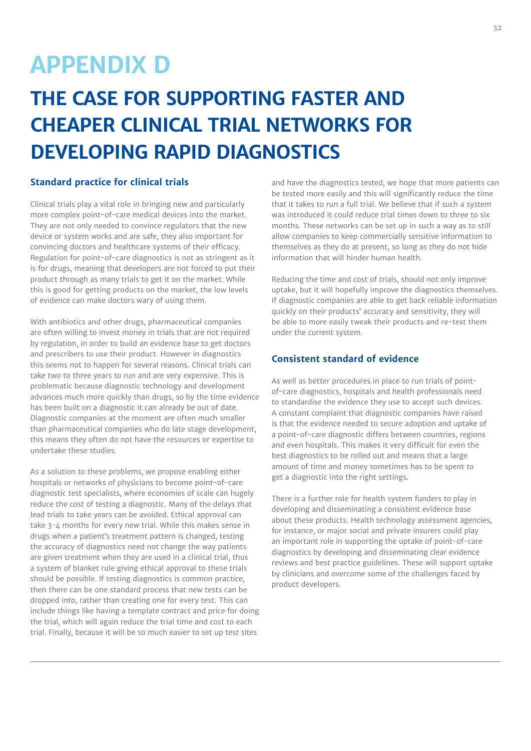# APPENDIX D

# THE CASE FOR SUPPORTING FASTER AND CHEAPER CLINICAL TRIAL NETWORKS FOR DEVELOPING RAPID DIAGNOSTICS

### Standard practice for clinical trials

Clinical trials play a vital role in bringing new and particularly more complex point-of-care medical devices into the market. They are not only needed to convince regulators that the new device or system works and are safe, they also important for convincing doctors and healthcare systems of their efficacy. Regulation for point-of-care diagnostics is not as stringent as it is for drugs, meaning that developers are not forced to put their product through as many trials to get it on the market. While this is good for getting products on the market, the low levels of evidence can make doctors wary of using them.

With antibiotics and other drugs, pharmaceutical companies are often willing to invest money in trials that are not required by regulation, in order to build an evidence base to get doctors and prescribers to use their product. However in diagnostics this seems not to happen for several reasons. Clinical trials can take two to three years to run and are very expensive. This is problematic because diagnostic technology and development advances much more quickly than drugs, so by the time evidence has been built on a diagnostic it can already be out of date. Diagnostic companies at the moment are often much smaller than pharmaceutical companies who do late stage development, this means they often do not have the resources or expertise to undertake these studies.

As a solution to these problems, we propose enabling either hospitals or networks of physicians to become point-of-care diagnostic test specialists, where economies of scale can hugely reduce the cost of testing a diagnostic. Many of the delays that lead trials to take years can be avoided. Ethical approval can take 3-4 months for every new trial. While this makes sense in drugs when a patient's treatment pattern is changed, testing the accuracy of diagnostics need not change the way patients are given treatment when they are used in a clinical trial, thus a system of blanket rule giving ethical approval to these trials should be possible. If testing diagnostics is common practice, then there can be one standard process that new tests can be dropped into, rather than creating one for every test. This can include things like having a template contract and price for doing the trial, which will again reduce the trial time and cost to each trial. Finally, because it will be so much easier to set up test sites and have the diagnostics tested, we hope that more patients can be tested more easily and this will significantly reduce the time that it takes to run a full trial. We believe that if such a system was introduced it could reduce trial times down to three to six months. These networks can be set up in such a way as to still allow companies to keep commercially sensitive information to themselves as they do at present, so long as they do not hide information that will hinder human health.

Reducing the time and cost of trials, should not only improve uptake, but it will hopefully improve the diagnostics themselves. If diagnostic companies are able to get back reliable information quickly on their products' accuracy and sensitivity, they will be able to more easily tweak their products and re-test them under the current system.

### Consistent standard of evidence

As well as better procedures in place to run trials of point-of-care diagnostics, hospitals and health professionals need to standardise the evidence they use to accept such devices. A constant complaint that diagnostic companies have raised is that the evidence needed to secure adoption and uptake of a point-of-care diagnostic differs between countries, regions and even hospitals. This makes it very difficult for even the best diagnostics to be rolled out and means that a large amount of time and money sometimes has to be spent to get a diagnostic into the right settings.

There is a further role for health system funders to play in developing and disseminating a consistent evidence base about these products. Health technology assessment agencies, for instance, or major social and private insurers could play an important role in supporting the uptake of point-of-care diagnostics by developing and disseminating clear evidence reviews and best practice guidelines. These will support uptake by clinicians and overcome some of the challenges faced by product developers.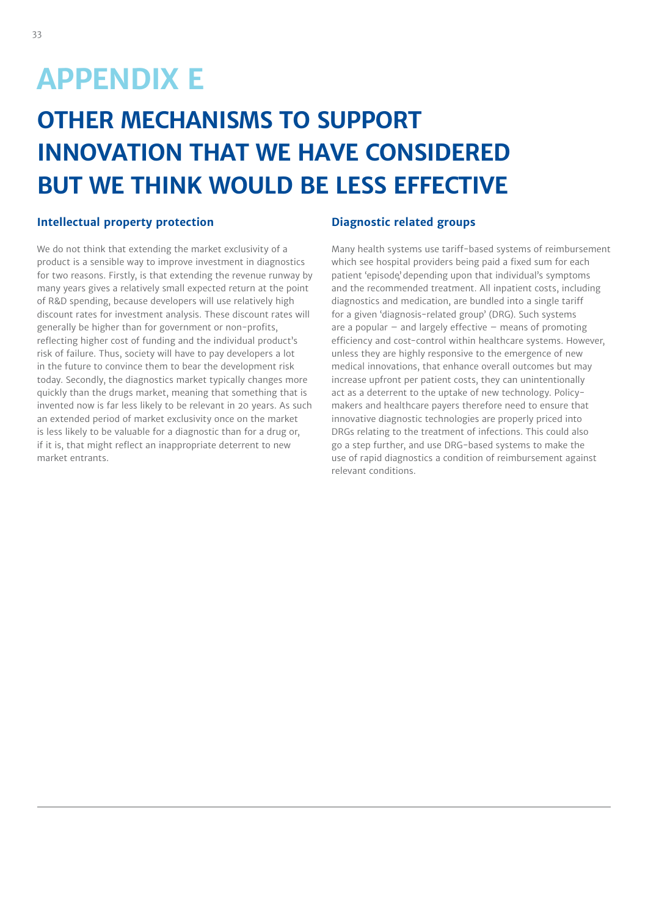# APPENDIX E

## OTHER MECHANISMS TO SUPPORT INNOVATION THAT WE HAVE CONSIDERED BUT WE THINK WOULD BE LESS EFFECTIVE

### Intellectual property protection

We do not think that extending the market exclusivity of a product is a sensible way to improve investment in diagnostics for two reasons. Firstly, is that extending the revenue runway by many years gives a relatively small expected return at the point of R&D spending, because developers will use relatively high discount rates for investment analysis. These discount rates will generally be higher than for government or non-profits, reflecting higher cost of funding and the individual product's risk of failure. Thus, society will have to pay developers a lot in the future to convince them to bear the development risk today. Secondly, the diagnostics market typically changes more quickly than the drugs market, meaning that something that is invented now is far less likely to be relevant in 20 years. As such an extended period of market exclusivity once on the market is less likely to be valuable for a diagnostic than for a drug or, if it is, that might reflect an inappropriate deterrent to new market entrants.

### Diagnostic related groups

Many health systems use tariff-based systems of reimbursement which see hospital providers being paid a fixed sum for each patient 'episode' depending upon that individual's symptoms and the recommended treatment. All inpatient costs, including diagnostics and medication, are bundled into a single tariff for a given 'diagnosis-related group' (DRG). Such systems are a popular – and largely effective – means of promoting efficiency and cost-control within healthcare systems. However, unless they are highly responsive to the emergence of new medical innovations, that enhance overall outcomes but may increase upfront per patient costs, they can unintentionally act as a deterrent to the uptake of new technology. Policy-makers and healthcare payers therefore need to ensure that innovative diagnostic technologies are properly priced into DRGs relating to the treatment of infections. This could also go a step further, and use DRG-based systems to make the use of rapid diagnostics a condition of reimbursement against relevant conditions.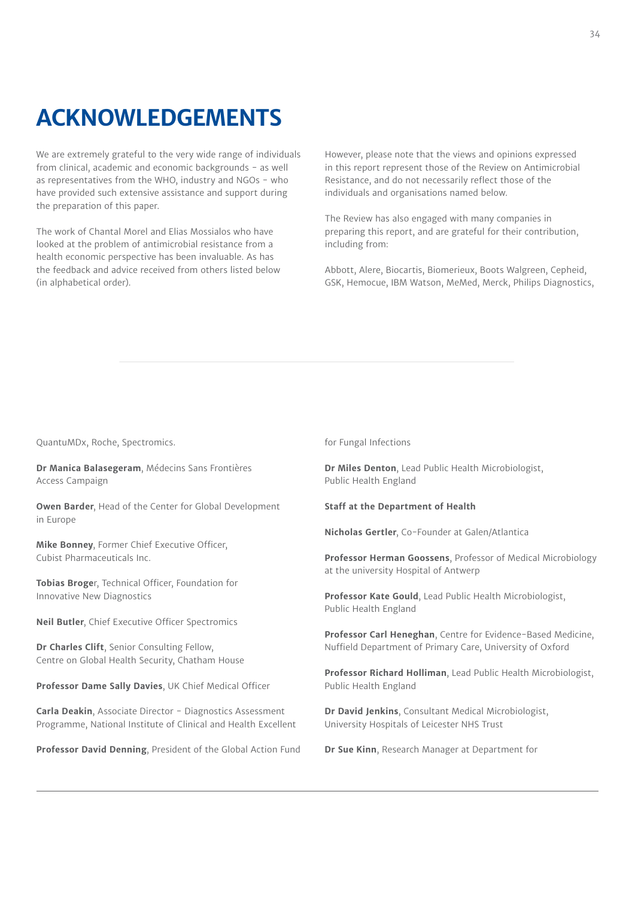# ACKNOWLEDGEMENTS

We are extremely grateful to the very wide range of individuals from clinical, academic and economic backgrounds – as well as representatives from the WHO, industry and NGOs – who have provided such extensive assistance and support during the preparation of this paper.

The work of Chantal Morel and Elias Mossialos who have looked at the problem of antimicrobial resistance from a health economic perspective has been invaluable. As has the feedback and advice received from others listed below (in alphabetical order).

However, please note that the views and opinions expressed in this report represent those of the Review on Antimicrobial Resistance, and do not necessarily reflect those of the individuals and organisations named below.

The Review has also engaged with many companies in preparing this report, and are grateful for their contribution, including from:

Abbott, Alere, Biocartis, Biomerieux, Boots Walgreen, Cepheid, GSK, Hemocue, IBM Watson, MeMed, Merck, Philips Diagnostics, QuantuMDx, Roche, Spectromics.

**Dr Manica Balasegeram**, Médecins Sans Frontières Access Campaign

**Owen Barder**, Head of the Center for Global Development in Europe

**Mike Bonney**, Former Chief Executive Officer, Cubist Pharmaceuticals Inc.

**Tobias Broge**r, Technical Officer, Foundation for Innovative New Diagnostics

**Neil Butler**, Chief Executive Officer Spectromics

**Dr Charles Clift**, Senior Consulting Fellow, Centre on Global Health Security, Chatham House

**Professor Dame Sally Davies**, UK Chief Medical Officer

**Carla Deakin**, Associate Director – Diagnostics Assessment Programme, National Institute of Clinical and Health Excellent

**Professor David Denning**, President of the Global Action Fund for Fungal Infections

**Dr Miles Denton**, Lead Public Health Microbiologist, Public Health England

**Staff at the Department of Health**

**Nicholas Gertler**, Co-Founder at Galen/Atlantica

**Professor Herman Goossens**, Professor of Medical Microbiology at the university Hospital of Antwerp

**Professor Kate Gould**, Lead Public Health Microbiologist, Public Health England

**Professor Carl Heneghan**, Centre for Evidence-Based Medicine, Nuffield Department of Primary Care, University of Oxford

**Professor Richard Holliman**, Lead Public Health Microbiologist, Public Health England

**Dr David Jenkins**, Consultant Medical Microbiologist, University Hospitals of Leicester NHS Trust

**Dr Sue Kinn**, Research Manager at Department for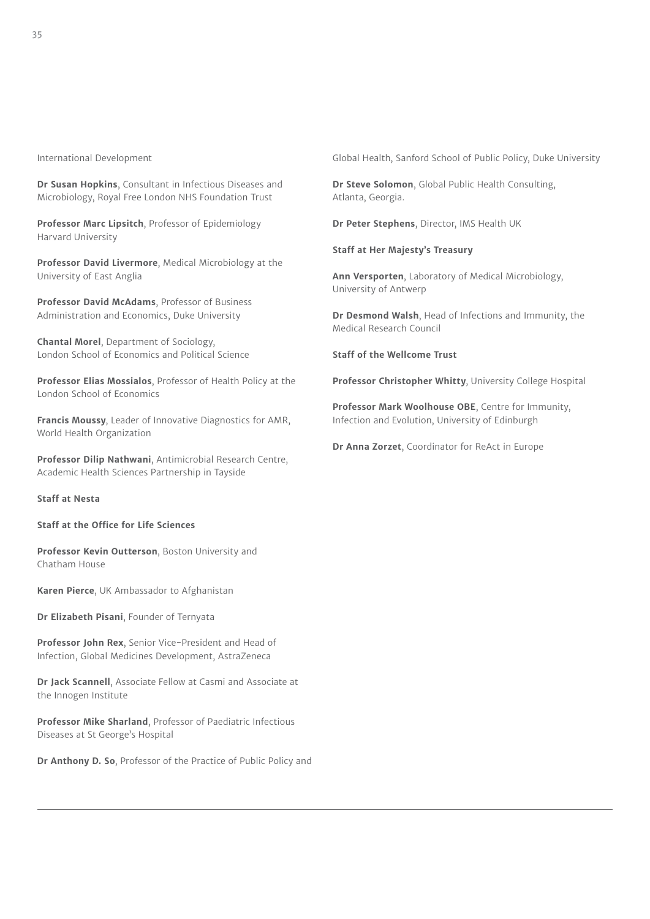International Development

**Dr Susan Hopkins**, Consultant in Infectious Diseases and Microbiology, Royal Free London NHS Foundation Trust

**Professor Marc Lipsitch**, Professor of Epidemiology Harvard University

**Professor David Livermore**, Medical Microbiology at the University of East Anglia

**Professor David McAdams**, Professor of Business Administration and Economics, Duke University

**Chantal Morel**, Department of Sociology, London School of Economics and Political Science

**Professor Elias Mossialos**, Professor of Health Policy at the London School of Economics

**Francis Moussy**, Leader of Innovative Diagnostics for AMR, World Health Organization

**Professor Dilip Nathwani**, Antimicrobial Research Centre, Academic Health Sciences Partnership in Tayside

**Staff at Nesta**

**Staff at the Office for Life Sciences**

**Professor Kevin Outterson**, Boston University and Chatham House

**Karen Pierce**, UK Ambassador to Afghanistan

**Dr Elizabeth Pisani**, Founder of Ternyata

**Professor John Rex**, Senior Vice-President and Head of Infection, Global Medicines Development, AstraZeneca

**Dr Jack Scannell**, Associate Fellow at Casmi and Associate at the Innogen Institute

**Professor Mike Sharland**, Professor of Paediatric Infectious Diseases at St George's Hospital

**Dr Anthony D. So**, Professor of the Practice of Public Policy and Global Health, Sanford School of Public Policy, Duke University

**Dr Steve Solomon**, Global Public Health Consulting, Atlanta, Georgia.

**Dr Peter Stephens**, Director, IMS Health UK

**Staff at Her Majesty's Treasury**

**Ann Versporten**, Laboratory of Medical Microbiology, University of Antwerp

**Dr Desmond Walsh**, Head of Infections and Immunity, the Medical Research Council

**Staff of the Wellcome Trust**

**Professor Christopher Whitty**, University College Hospital

**Professor Mark Woolhouse OBE**, Centre for Immunity, Infection and Evolution, University of Edinburgh

**Dr Anna Zorzet**, Coordinator for ReAct in Europe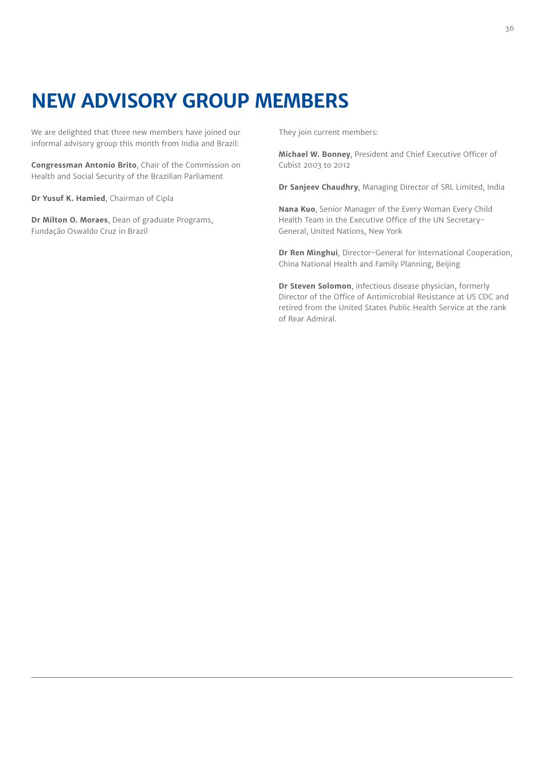# NEW ADVISORY GROUP MEMBERS

We are delighted that three new members have joined our informal advisory group this month from India and Brazil:

**Congressman Antonio Brito**, Chair of the Commission on Health and Social Security of the Brazilian Parliament

**Dr Yusuf K. Hamied**, Chairman of Cipla

**Dr Milton O. Moraes**, Dean of graduate Programs, Fundação Oswaldo Cruz in Brazil

They join current members:

**Michael W. Bonney**, President and Chief Executive Officer of Cubist 2003 to 2012

**Dr Sanjeev Chaudhry**, Managing Director of SRL Limited, India

**Nana Kuo**, Senior Manager of the Every Woman Every Child Health Team in the Executive Office of the UN Secretary-General, United Nations, New York

**Dr Ren Minghui**, Director-General for International Cooperation, China National Health and Family Planning, Beijing

**Dr Steven Solomon**, infectious disease physician, formerly Director of the Office of Antimicrobial Resistance at US CDC and retired from the United States Public Health Service at the rank of Rear Admiral.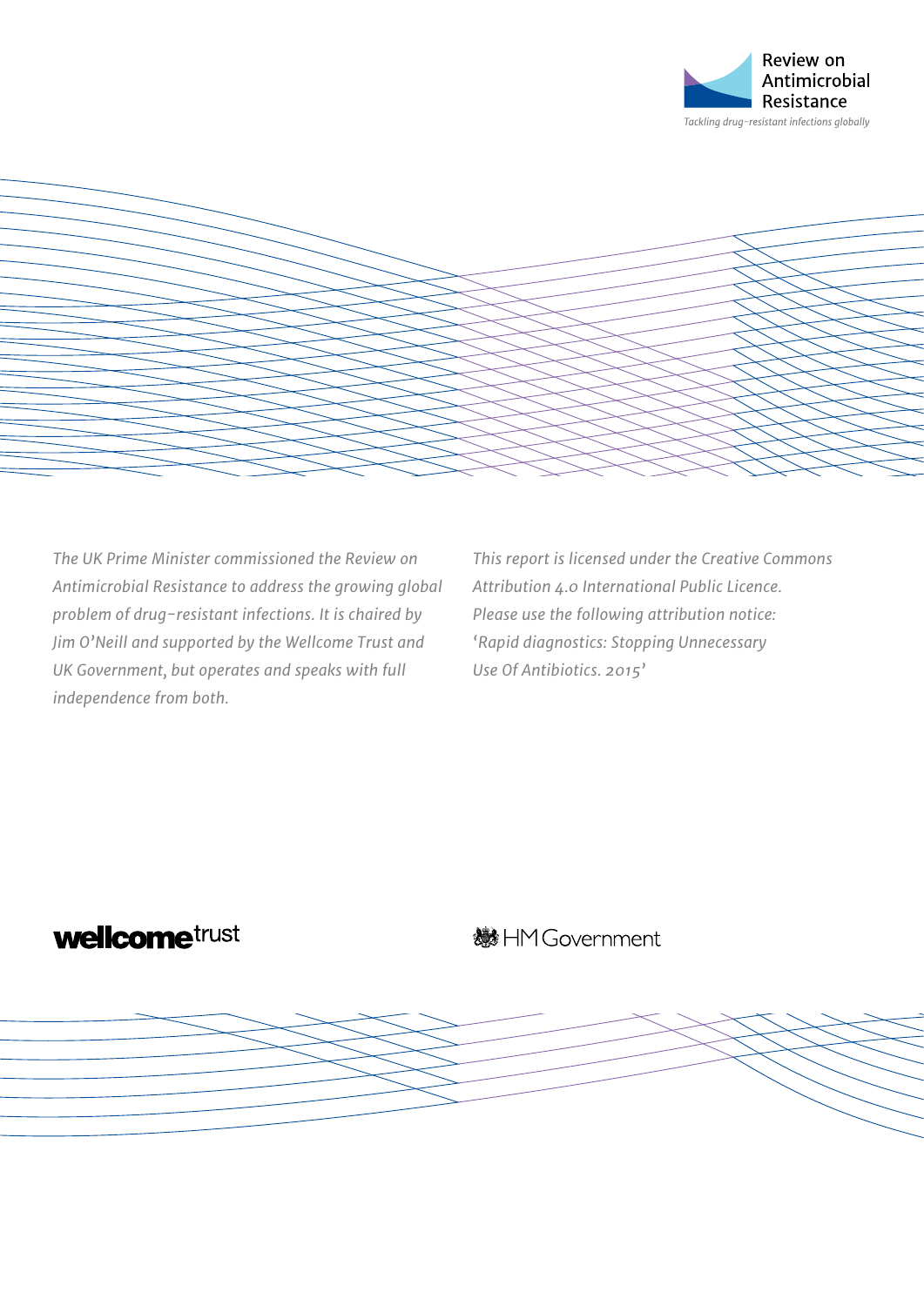Review on Antimicrobial Resistance

*Tackling drug-resistant infections globally*

*The UK Prime Minister commissioned the Review on Antimicrobial Resistance to address the growing global problem of drug-resistant infections. It is chaired by Jim O'Neill and supported by the Wellcome Trust and UK Government, but operates and speaks with full independence from both.*

*This report is licensed under the Creative Commons Attribution 4.0 International Public Licence. Please use the following attribution notice: 'Rapid diagnostics: Stopping Unnecessary Use Of Antibiotics. 2015'*

wellcome trust

HM Government